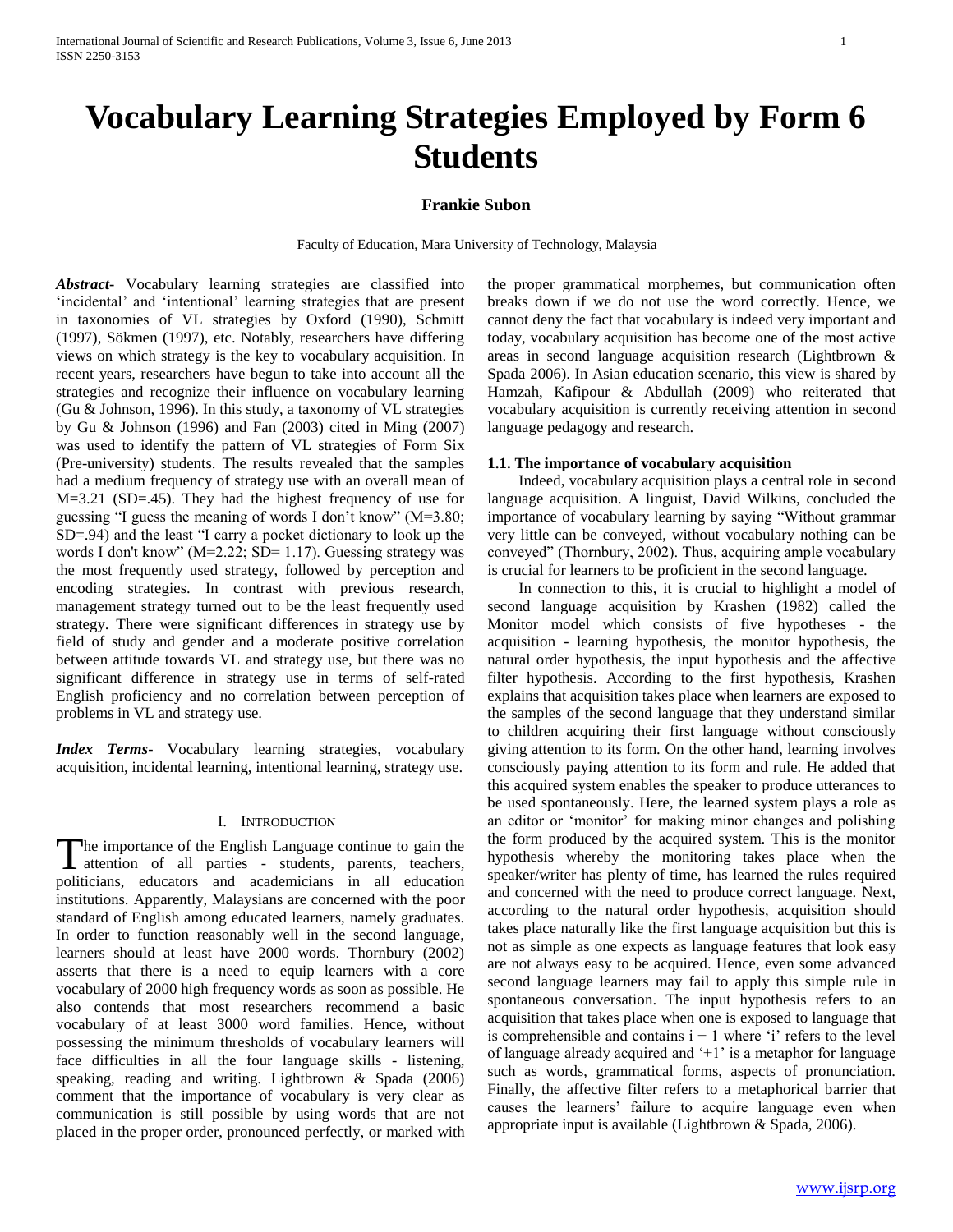# Vocabulary Learning Strategies Employed by Form 6 Students

**Frankie Subon**

Faculty of Education, Mara University of Technology, Malaysia

***Abstract-*** Vocabulary learning strategies are classified into 'incidental' and 'intentional' learning strategies that are present in taxonomies of VL strategies by Oxford (1990), Schmitt (1997), Sökmen (1997), etc. Notably, researchers have differing views on which strategy is the key to vocabulary acquisition. In recent years, researchers have begun to take into account all the strategies and recognize their influence on vocabulary learning (Gu & Johnson, 1996). In this study, a taxonomy of VL strategies by Gu & Johnson (1996) and Fan (2003) cited in Ming (2007) was used to identify the pattern of VL strategies of Form Six (Pre-university) students. The results revealed that the samples had a medium frequency of strategy use with an overall mean of M=3.21 (SD=.45). They had the highest frequency of use for guessing "I guess the meaning of words I don't know" (M=3.80; SD=.94) and the least "I carry a pocket dictionary to look up the words I don't know" (M=2.22; SD= 1.17). Guessing strategy was the most frequently used strategy, followed by perception and encoding strategies. In contrast with previous research, management strategy turned out to be the least frequently used strategy. There were significant differences in strategy use by field of study and gender and a moderate positive correlation between attitude towards VL and strategy use, but there was no significant difference in strategy use in terms of self-rated English proficiency and no correlation between perception of problems in VL and strategy use.

***Index Terms-*** Vocabulary learning strategies, vocabulary acquisition, incidental learning, intentional learning, strategy use.

## I. Introduction

The importance of the English Language continue to gain the attention of all parties - students, parents, teachers, politicians, educators and academicians in all education institutions. Apparently, Malaysians are concerned with the poor standard of English among educated learners, namely graduates. In order to function reasonably well in the second language, learners should at least have 2000 words. Thornbury (2002) asserts that there is a need to equip learners with a core vocabulary of 2000 high frequency words as soon as possible. He also contends that most researchers recommend a basic vocabulary of at least 3000 word families. Hence, without possessing the minimum thresholds of vocabulary learners will face difficulties in all the four language skills - listening, speaking, reading and writing. Lightbrown & Spada (2006) comment that the importance of vocabulary is very clear as communication is still possible by using words that are not placed in the proper order, pronounced perfectly, or marked with the proper grammatical morphemes, but communication often breaks down if we do not use the word correctly. Hence, we cannot deny the fact that vocabulary is indeed very important and today, vocabulary acquisition has become one of the most active areas in second language acquisition research (Lightbrown & Spada 2006). In Asian education scenario, this view is shared by Hamzah, Kafipour & Abdullah (2009) who reiterated that vocabulary acquisition is currently receiving attention in second language pedagogy and research.

### 1.1. The importance of vocabulary acquisition

Indeed, vocabulary acquisition plays a central role in second language acquisition. A linguist, David Wilkins, concluded the importance of vocabulary learning by saying "Without grammar very little can be conveyed, without vocabulary nothing can be conveyed" (Thornbury, 2002). Thus, acquiring ample vocabulary is crucial for learners to be proficient in the second language.

In connection to this, it is crucial to highlight a model of second language acquisition by Krashen (1982) called the Monitor model which consists of five hypotheses - the acquisition - learning hypothesis, the monitor hypothesis, the natural order hypothesis, the input hypothesis and the affective filter hypothesis. According to the first hypothesis, Krashen explains that acquisition takes place when learners are exposed to the samples of the second language that they understand similar to children acquiring their first language without consciously giving attention to its form. On the other hand, learning involves consciously paying attention to its form and rule. He added that this acquired system enables the speaker to produce utterances to be used spontaneously. Here, the learned system plays a role as an editor or 'monitor' for making minor changes and polishing the form produced by the acquired system. This is the monitor hypothesis whereby the monitoring takes place when the speaker/writer has plenty of time, has learned the rules required and concerned with the need to produce correct language. Next, according to the natural order hypothesis, acquisition should takes place naturally like the first language acquisition but this is not as simple as one expects as language features that look easy are not always easy to be acquired. Hence, even some advanced second language learners may fail to apply this simple rule in spontaneous conversation. The input hypothesis refers to an acquisition that takes place when one is exposed to language that is comprehensible and contains i + 1 where 'i' refers to the level of language already acquired and '+1' is a metaphor for language such as words, grammatical forms, aspects of pronunciation. Finally, the affective filter refers to a metaphorical barrier that causes the learners' failure to acquire language even when appropriate input is available (Lightbrown & Spada, 2006).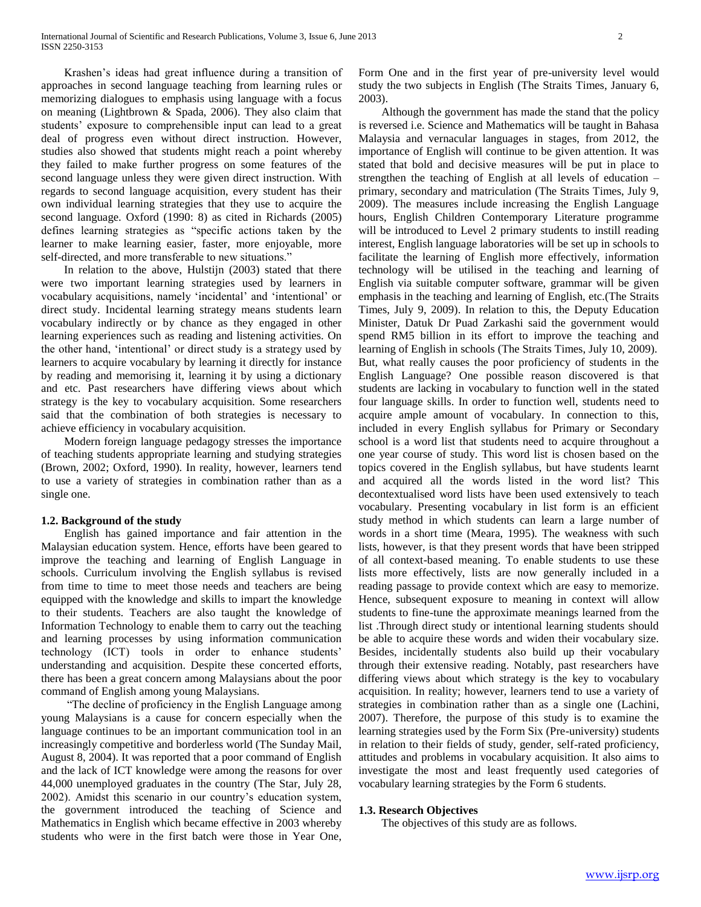Krashen's ideas had great influence during a transition of approaches in second language teaching from learning rules or memorizing dialogues to emphasis using language with a focus on meaning (Lightbrown & Spada, 2006). They also claim that students' exposure to comprehensible input can lead to a great deal of progress even without direct instruction. However, studies also showed that students might reach a point whereby they failed to make further progress on some features of the second language unless they were given direct instruction. With regards to second language acquisition, every student has their own individual learning strategies that they use to acquire the second language. Oxford (1990: 8) as cited in Richards (2005) defines learning strategies as "specific actions taken by the learner to make learning easier, faster, more enjoyable, more self-directed, and more transferable to new situations."

In relation to the above, Hulstijn (2003) stated that there were two important learning strategies used by learners in vocabulary acquisitions, namely 'incidental' and 'intentional' or direct study. Incidental learning strategy means students learn vocabulary indirectly or by chance as they engaged in other learning experiences such as reading and listening activities. On the other hand, 'intentional' or direct study is a strategy used by learners to acquire vocabulary by learning it directly for instance by reading and memorising it, learning it by using a dictionary and etc. Past researchers have differing views about which strategy is the key to vocabulary acquisition. Some researchers said that the combination of both strategies is necessary to achieve efficiency in vocabulary acquisition.

Modern foreign language pedagogy stresses the importance of teaching students appropriate learning and studying strategies (Brown, 2002; Oxford, 1990). In reality, however, learners tend to use a variety of strategies in combination rather than as a single one.

### 1.2. Background of the study

English has gained importance and fair attention in the Malaysian education system. Hence, efforts have been geared to improve the teaching and learning of English Language in schools. Curriculum involving the English syllabus is revised from time to time to meet those needs and teachers are being equipped with the knowledge and skills to impart the knowledge to their students. Teachers are also taught the knowledge of Information Technology to enable them to carry out the teaching and learning processes by using information communication technology (ICT) tools in order to enhance students' understanding and acquisition. Despite these concerted efforts, there has been a great concern among Malaysians about the poor command of English among young Malaysians.

"The decline of proficiency in the English Language among young Malaysians is a cause for concern especially when the language continues to be an important communication tool in an increasingly competitive and borderless world (The Sunday Mail, August 8, 2004). It was reported that a poor command of English and the lack of ICT knowledge were among the reasons for over 44,000 unemployed graduates in the country (The Star, July 28, 2002). Amidst this scenario in our country's education system, the government introduced the teaching of Science and Mathematics in English which became effective in 2003 whereby students who were in the first batch were those in Year One, Form One and in the first year of pre-university level would study the two subjects in English (The Straits Times, January 6, 2003).

Although the government has made the stand that the policy is reversed i.e. Science and Mathematics will be taught in Bahasa Malaysia and vernacular languages in stages, from 2012, the importance of English will continue to be given attention. It was stated that bold and decisive measures will be put in place to strengthen the teaching of English at all levels of education – primary, secondary and matriculation (The Straits Times, July 9, 2009). The measures include increasing the English Language hours, English Children Contemporary Literature programme will be introduced to Level 2 primary students to instill reading interest, English language laboratories will be set up in schools to facilitate the learning of English more effectively, information technology will be utilised in the teaching and learning of English via suitable computer software, grammar will be given emphasis in the teaching and learning of English, etc.(The Straits Times, July 9, 2009). In relation to this, the Deputy Education Minister, Datuk Dr Puad Zarkashi said the government would spend RM5 billion in its effort to improve the teaching and learning of English in schools (The Straits Times, July 10, 2009). But, what really causes the poor proficiency of students in the English Language? One possible reason discovered is that students are lacking in vocabulary to function well in the stated four language skills. In order to function well, students need to acquire ample amount of vocabulary. In connection to this, included in every English syllabus for Primary or Secondary school is a word list that students need to acquire throughout a one year course of study. This word list is chosen based on the topics covered in the English syllabus, but have students learnt and acquired all the words listed in the word list? This decontextualised word lists have been used extensively to teach vocabulary. Presenting vocabulary in list form is an efficient study method in which students can learn a large number of words in a short time (Meara, 1995). The weakness with such lists, however, is that they present words that have been stripped of all context-based meaning. To enable students to use these lists more effectively, lists are now generally included in a reading passage to provide context which are easy to memorize. Hence, subsequent exposure to meaning in context will allow students to fine-tune the approximate meanings learned from the list .Through direct study or intentional learning students should be able to acquire these words and widen their vocabulary size. Besides, incidentally students also build up their vocabulary through their extensive reading. Notably, past researchers have differing views about which strategy is the key to vocabulary acquisition. In reality; however, learners tend to use a variety of strategies in combination rather than as a single one (Lachini, 2007). Therefore, the purpose of this study is to examine the learning strategies used by the Form Six (Pre-university) students in relation to their fields of study, gender, self-rated proficiency, attitudes and problems in vocabulary acquisition. It also aims to investigate the most and least frequently used categories of vocabulary learning strategies by the Form 6 students.

### 1.3. Research Objectives

The objectives of this study are as follows.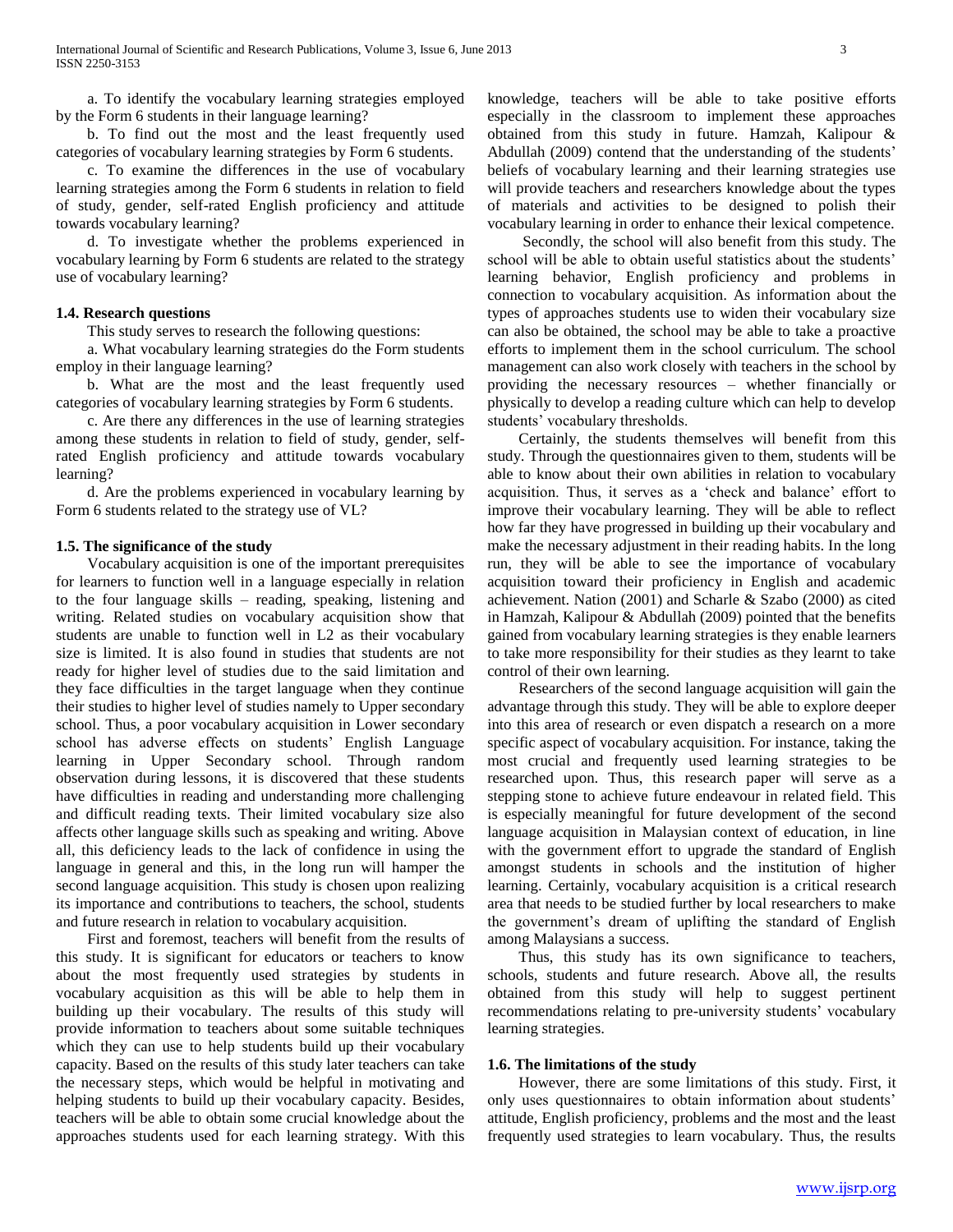a. To identify the vocabulary learning strategies employed by the Form 6 students in their language learning?

b. To find out the most and the least frequently used categories of vocabulary learning strategies by Form 6 students.

c. To examine the differences in the use of vocabulary learning strategies among the Form 6 students in relation to field of study, gender, self-rated English proficiency and attitude towards vocabulary learning?

d. To investigate whether the problems experienced in vocabulary learning by Form 6 students are related to the strategy use of vocabulary learning?

### 1.4. Research questions

This study serves to research the following questions:

a. What vocabulary learning strategies do the Form students employ in their language learning?

b. What are the most and the least frequently used categories of vocabulary learning strategies by Form 6 students.

c. Are there any differences in the use of learning strategies among these students in relation to field of study, gender, self-rated English proficiency and attitude towards vocabulary learning?

d. Are the problems experienced in vocabulary learning by Form 6 students related to the strategy use of VL?

### 1.5. The significance of the study

Vocabulary acquisition is one of the important prerequisites for learners to function well in a language especially in relation to the four language skills – reading, speaking, listening and writing. Related studies on vocabulary acquisition show that students are unable to function well in L2 as their vocabulary size is limited. It is also found in studies that students are not ready for higher level of studies due to the said limitation and they face difficulties in the target language when they continue their studies to higher level of studies namely to Upper secondary school. Thus, a poor vocabulary acquisition in Lower secondary school has adverse effects on students' English Language learning in Upper Secondary school. Through random observation during lessons, it is discovered that these students have difficulties in reading and understanding more challenging and difficult reading texts. Their limited vocabulary size also affects other language skills such as speaking and writing. Above all, this deficiency leads to the lack of confidence in using the language in general and this, in the long run will hamper the second language acquisition. This study is chosen upon realizing its importance and contributions to teachers, the school, students and future research in relation to vocabulary acquisition.

First and foremost, teachers will benefit from the results of this study. It is significant for educators or teachers to know about the most frequently used strategies by students in vocabulary acquisition as this will be able to help them in building up their vocabulary. The results of this study will provide information to teachers about some suitable techniques which they can use to help students build up their vocabulary capacity. Based on the results of this study later teachers can take the necessary steps, which would be helpful in motivating and helping students to build up their vocabulary capacity. Besides, teachers will be able to obtain some crucial knowledge about the approaches students used for each learning strategy. With this knowledge, teachers will be able to take positive efforts especially in the classroom to implement these approaches obtained from this study in future. Hamzah, Kalipour & Abdullah (2009) contend that the understanding of the students' beliefs of vocabulary learning and their learning strategies use will provide teachers and researchers knowledge about the types of materials and activities to be designed to polish their vocabulary learning in order to enhance their lexical competence.

Secondly, the school will also benefit from this study. The school will be able to obtain useful statistics about the students' learning behavior, English proficiency and problems in connection to vocabulary acquisition. As information about the types of approaches students use to widen their vocabulary size can also be obtained, the school may be able to take a proactive efforts to implement them in the school curriculum. The school management can also work closely with teachers in the school by providing the necessary resources – whether financially or physically to develop a reading culture which can help to develop students' vocabulary thresholds.

Certainly, the students themselves will benefit from this study. Through the questionnaires given to them, students will be able to know about their own abilities in relation to vocabulary acquisition. Thus, it serves as a 'check and balance' effort to improve their vocabulary learning. They will be able to reflect how far they have progressed in building up their vocabulary and make the necessary adjustment in their reading habits. In the long run, they will be able to see the importance of vocabulary acquisition toward their proficiency in English and academic achievement. Nation (2001) and Scharle & Szabo (2000) as cited in Hamzah, Kalipour & Abdullah (2009) pointed that the benefits gained from vocabulary learning strategies is they enable learners to take more responsibility for their studies as they learnt to take control of their own learning.

Researchers of the second language acquisition will gain the advantage through this study. They will be able to explore deeper into this area of research or even dispatch a research on a more specific aspect of vocabulary acquisition. For instance, taking the most crucial and frequently used learning strategies to be researched upon. Thus, this research paper will serve as a stepping stone to achieve future endeavour in related field. This is especially meaningful for future development of the second language acquisition in Malaysian context of education, in line with the government effort to upgrade the standard of English amongst students in schools and the institution of higher learning. Certainly, vocabulary acquisition is a critical research area that needs to be studied further by local researchers to make the government's dream of uplifting the standard of English among Malaysians a success.

Thus, this study has its own significance to teachers, schools, students and future research. Above all, the results obtained from this study will help to suggest pertinent recommendations relating to pre-university students' vocabulary learning strategies.

### 1.6. The limitations of the study

However, there are some limitations of this study. First, it only uses questionnaires to obtain information about students' attitude, English proficiency, problems and the most and the least frequently used strategies to learn vocabulary. Thus, the results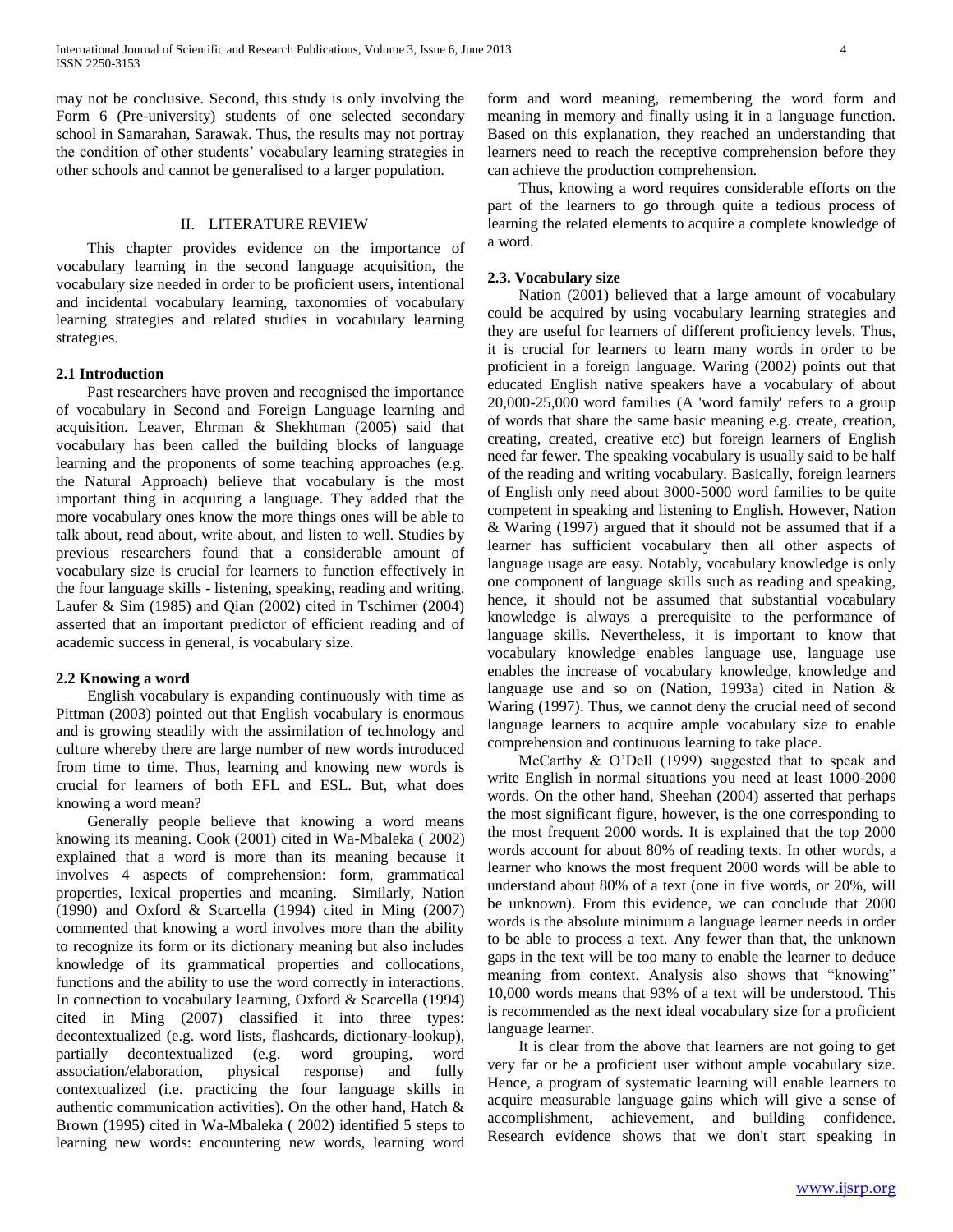may not be conclusive. Second, this study is only involving the Form 6 (Pre-university) students of one selected secondary school in Samarahan, Sarawak. Thus, the results may not portray the condition of other students' vocabulary learning strategies in other schools and cannot be generalised to a larger population.

## II. LITERATURE REVIEW

This chapter provides evidence on the importance of vocabulary learning in the second language acquisition, the vocabulary size needed in order to be proficient users, intentional and incidental vocabulary learning, taxonomies of vocabulary learning strategies and related studies in vocabulary learning strategies.

### 2.1 Introduction

Past researchers have proven and recognised the importance of vocabulary in Second and Foreign Language learning and acquisition. Leaver, Ehrman & Shekhtman (2005) said that vocabulary has been called the building blocks of language learning and the proponents of some teaching approaches (e.g. the Natural Approach) believe that vocabulary is the most important thing in acquiring a language. They added that the more vocabulary ones know the more things ones will be able to talk about, read about, write about, and listen to well. Studies by previous researchers found that a considerable amount of vocabulary size is crucial for learners to function effectively in the four language skills - listening, speaking, reading and writing. Laufer & Sim (1985) and Qian (2002) cited in Tschirner (2004) asserted that an important predictor of efficient reading and of academic success in general, is vocabulary size.

### 2.2 Knowing a word

English vocabulary is expanding continuously with time as Pittman (2003) pointed out that English vocabulary is enormous and is growing steadily with the assimilation of technology and culture whereby there are large number of new words introduced from time to time. Thus, learning and knowing new words is crucial for learners of both EFL and ESL. But, what does knowing a word mean?

Generally people believe that knowing a word means knowing its meaning. Cook (2001) cited in Wa-Mbaleka ( 2002) explained that a word is more than its meaning because it involves 4 aspects of comprehension: form, grammatical properties, lexical properties and meaning. Similarly, Nation (1990) and Oxford & Scarcella (1994) cited in Ming (2007) commented that knowing a word involves more than the ability to recognize its form or its dictionary meaning but also includes knowledge of its grammatical properties and collocations, functions and the ability to use the word correctly in interactions. In connection to vocabulary learning, Oxford & Scarcella (1994) cited in Ming (2007) classified it into three types: decontextualized (e.g. word lists, flashcards, dictionary-lookup), partially decontextualized (e.g. word grouping, word association/elaboration, physical response) and fully contextualized (i.e. practicing the four language skills in authentic communication activities). On the other hand, Hatch & Brown (1995) cited in Wa-Mbaleka ( 2002) identified 5 steps to learning new words: encountering new words, learning word form and word meaning, remembering the word form and meaning in memory and finally using it in a language function. Based on this explanation, they reached an understanding that learners need to reach the receptive comprehension before they can achieve the production comprehension.

Thus, knowing a word requires considerable efforts on the part of the learners to go through quite a tedious process of learning the related elements to acquire a complete knowledge of a word.

### 2.3. Vocabulary size

Nation (2001) believed that a large amount of vocabulary could be acquired by using vocabulary learning strategies and they are useful for learners of different proficiency levels. Thus, it is crucial for learners to learn many words in order to be proficient in a foreign language. Waring (2002) points out that educated English native speakers have a vocabulary of about 20,000-25,000 word families (A 'word family' refers to a group of words that share the same basic meaning e.g. create, creation, creating, created, creative etc) but foreign learners of English need far fewer. The speaking vocabulary is usually said to be half of the reading and writing vocabulary. Basically, foreign learners of English only need about 3000-5000 word families to be quite competent in speaking and listening to English. However, Nation & Waring (1997) argued that it should not be assumed that if a learner has sufficient vocabulary then all other aspects of language usage are easy. Notably, vocabulary knowledge is only one component of language skills such as reading and speaking, hence, it should not be assumed that substantial vocabulary knowledge is always a prerequisite to the performance of language skills. Nevertheless, it is important to know that vocabulary knowledge enables language use, language use enables the increase of vocabulary knowledge, knowledge and language use and so on (Nation, 1993a) cited in Nation & Waring (1997). Thus, we cannot deny the crucial need of second language learners to acquire ample vocabulary size to enable comprehension and continuous learning to take place.

McCarthy & O'Dell (1999) suggested that to speak and write English in normal situations you need at least 1000-2000 words. On the other hand, Sheehan (2004) asserted that perhaps the most significant figure, however, is the one corresponding to the most frequent 2000 words. It is explained that the top 2000 words account for about 80% of reading texts. In other words, a learner who knows the most frequent 2000 words will be able to understand about 80% of a text (one in five words, or 20%, will be unknown). From this evidence, we can conclude that 2000 words is the absolute minimum a language learner needs in order to be able to process a text. Any fewer than that, the unknown gaps in the text will be too many to enable the learner to deduce meaning from context. Analysis also shows that "knowing" 10,000 words means that 93% of a text will be understood. This is recommended as the next ideal vocabulary size for a proficient language learner.

It is clear from the above that learners are not going to get very far or be a proficient user without ample vocabulary size. Hence, a program of systematic learning will enable learners to acquire measurable language gains which will give a sense of accomplishment, achievement, and building confidence. Research evidence shows that we don't start speaking in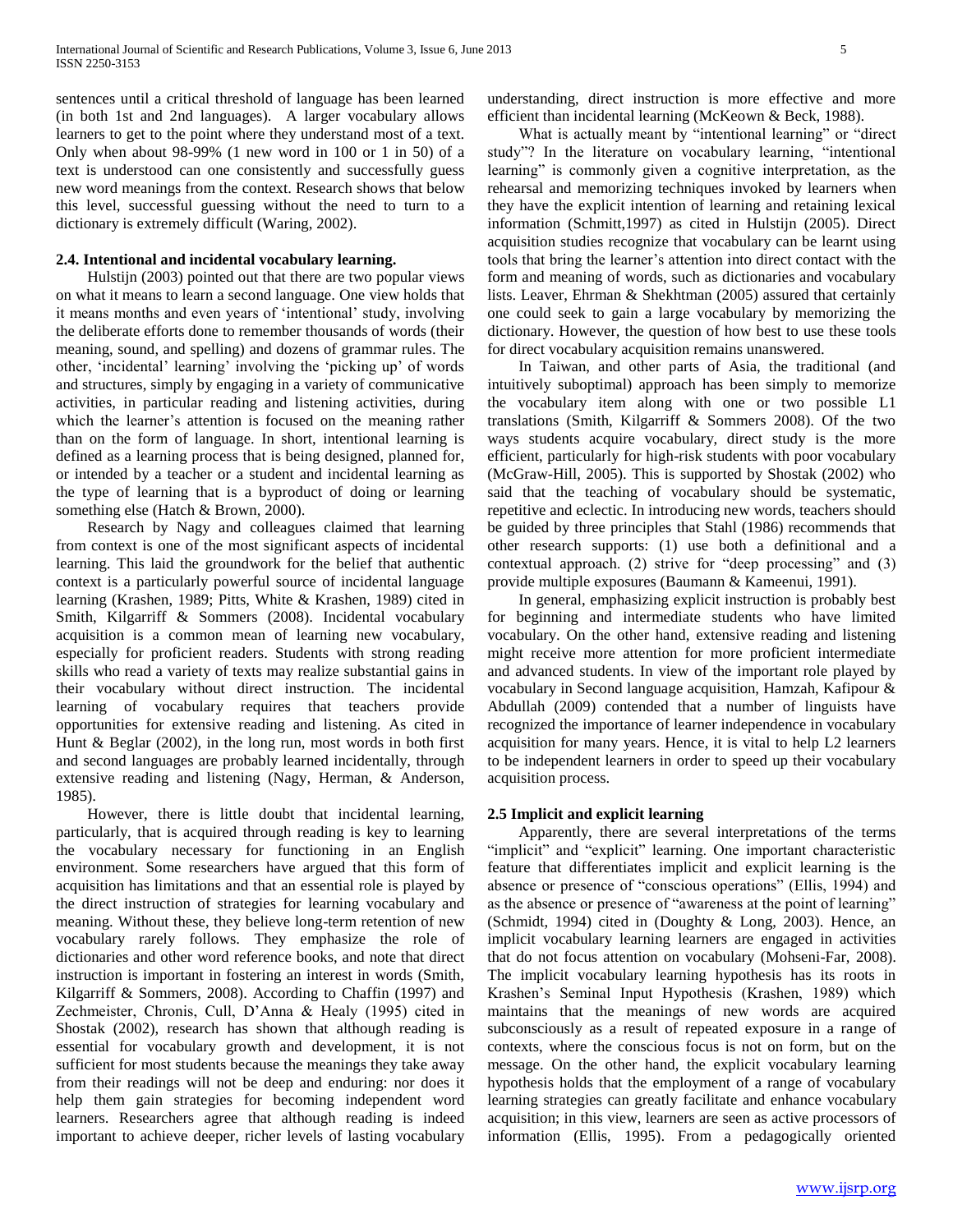sentences until a critical threshold of language has been learned (in both 1st and 2nd languages). A larger vocabulary allows learners to get to the point where they understand most of a text. Only when about 98-99% (1 new word in 100 or 1 in 50) of a text is understood can one consistently and successfully guess new word meanings from the context. Research shows that below this level, successful guessing without the need to turn to a dictionary is extremely difficult (Waring, 2002).

### 2.4. Intentional and incidental vocabulary learning.

Hulstijn (2003) pointed out that there are two popular views on what it means to learn a second language. One view holds that it means months and even years of 'intentional' study, involving the deliberate efforts done to remember thousands of words (their meaning, sound, and spelling) and dozens of grammar rules. The other, 'incidental' learning' involving the 'picking up' of words and structures, simply by engaging in a variety of communicative activities, in particular reading and listening activities, during which the learner's attention is focused on the meaning rather than on the form of language. In short, intentional learning is defined as a learning process that is being designed, planned for, or intended by a teacher or a student and incidental learning as the type of learning that is a byproduct of doing or learning something else (Hatch & Brown, 2000).

Research by Nagy and colleagues claimed that learning from context is one of the most significant aspects of incidental learning. This laid the groundwork for the belief that authentic context is a particularly powerful source of incidental language learning (Krashen, 1989; Pitts, White & Krashen, 1989) cited in Smith, Kilgarriff & Sommers (2008). Incidental vocabulary acquisition is a common mean of learning new vocabulary, especially for proficient readers. Students with strong reading skills who read a variety of texts may realize substantial gains in their vocabulary without direct instruction. The incidental learning of vocabulary requires that teachers provide opportunities for extensive reading and listening. As cited in Hunt & Beglar (2002), in the long run, most words in both first and second languages are probably learned incidentally, through extensive reading and listening (Nagy, Herman, & Anderson, 1985).

However, there is little doubt that incidental learning, particularly, that is acquired through reading is key to learning the vocabulary necessary for functioning in an English environment. Some researchers have argued that this form of acquisition has limitations and that an essential role is played by the direct instruction of strategies for learning vocabulary and meaning. Without these, they believe long-term retention of new vocabulary rarely follows. They emphasize the role of dictionaries and other word reference books, and note that direct instruction is important in fostering an interest in words (Smith, Kilgarriff & Sommers, 2008). According to Chaffin (1997) and Zechmeister, Chronis, Cull, D'Anna & Healy (1995) cited in Shostak (2002), research has shown that although reading is essential for vocabulary growth and development, it is not sufficient for most students because the meanings they take away from their readings will not be deep and enduring: nor does it help them gain strategies for becoming independent word learners. Researchers agree that although reading is indeed important to achieve deeper, richer levels of lasting vocabulary understanding, direct instruction is more effective and more efficient than incidental learning (McKeown & Beck, 1988).

What is actually meant by "intentional learning" or "direct study"? In the literature on vocabulary learning, "intentional learning" is commonly given a cognitive interpretation, as the rehearsal and memorizing techniques invoked by learners when they have the explicit intention of learning and retaining lexical information (Schmitt,1997) as cited in Hulstijn (2005). Direct acquisition studies recognize that vocabulary can be learnt using tools that bring the learner's attention into direct contact with the form and meaning of words, such as dictionaries and vocabulary lists. Leaver, Ehrman & Shekhtman (2005) assured that certainly one could seek to gain a large vocabulary by memorizing the dictionary. However, the question of how best to use these tools for direct vocabulary acquisition remains unanswered.

In Taiwan, and other parts of Asia, the traditional (and intuitively suboptimal) approach has been simply to memorize the vocabulary item along with one or two possible L1 translations (Smith, Kilgarriff & Sommers 2008). Of the two ways students acquire vocabulary, direct study is the more efficient, particularly for high-risk students with poor vocabulary (McGraw-Hill, 2005). This is supported by Shostak (2002) who said that the teaching of vocabulary should be systematic, repetitive and eclectic. In introducing new words, teachers should be guided by three principles that Stahl (1986) recommends that other research supports: (1) use both a definitional and a contextual approach. (2) strive for "deep processing" and (3) provide multiple exposures (Baumann & Kameenui, 1991).

In general, emphasizing explicit instruction is probably best for beginning and intermediate students who have limited vocabulary. On the other hand, extensive reading and listening might receive more attention for more proficient intermediate and advanced students. In view of the important role played by vocabulary in Second language acquisition, Hamzah, Kafipour & Abdullah (2009) contended that a number of linguists have recognized the importance of learner independence in vocabulary acquisition for many years. Hence, it is vital to help L2 learners to be independent learners in order to speed up their vocabulary acquisition process.

### 2.5 Implicit and explicit learning

Apparently, there are several interpretations of the terms "implicit" and "explicit" learning. One important characteristic feature that differentiates implicit and explicit learning is the absence or presence of "conscious operations" (Ellis, 1994) and as the absence or presence of "awareness at the point of learning" (Schmidt, 1994) cited in (Doughty & Long, 2003). Hence, an implicit vocabulary learning learners are engaged in activities that do not focus attention on vocabulary (Mohseni-Far, 2008). The implicit vocabulary learning hypothesis has its roots in Krashen's Seminal Input Hypothesis (Krashen, 1989) which maintains that the meanings of new words are acquired subconsciously as a result of repeated exposure in a range of contexts, where the conscious focus is not on form, but on the message. On the other hand, the explicit vocabulary learning hypothesis holds that the employment of a range of vocabulary learning strategies can greatly facilitate and enhance vocabulary acquisition; in this view, learners are seen as active processors of information (Ellis, 1995). From a pedagogically oriented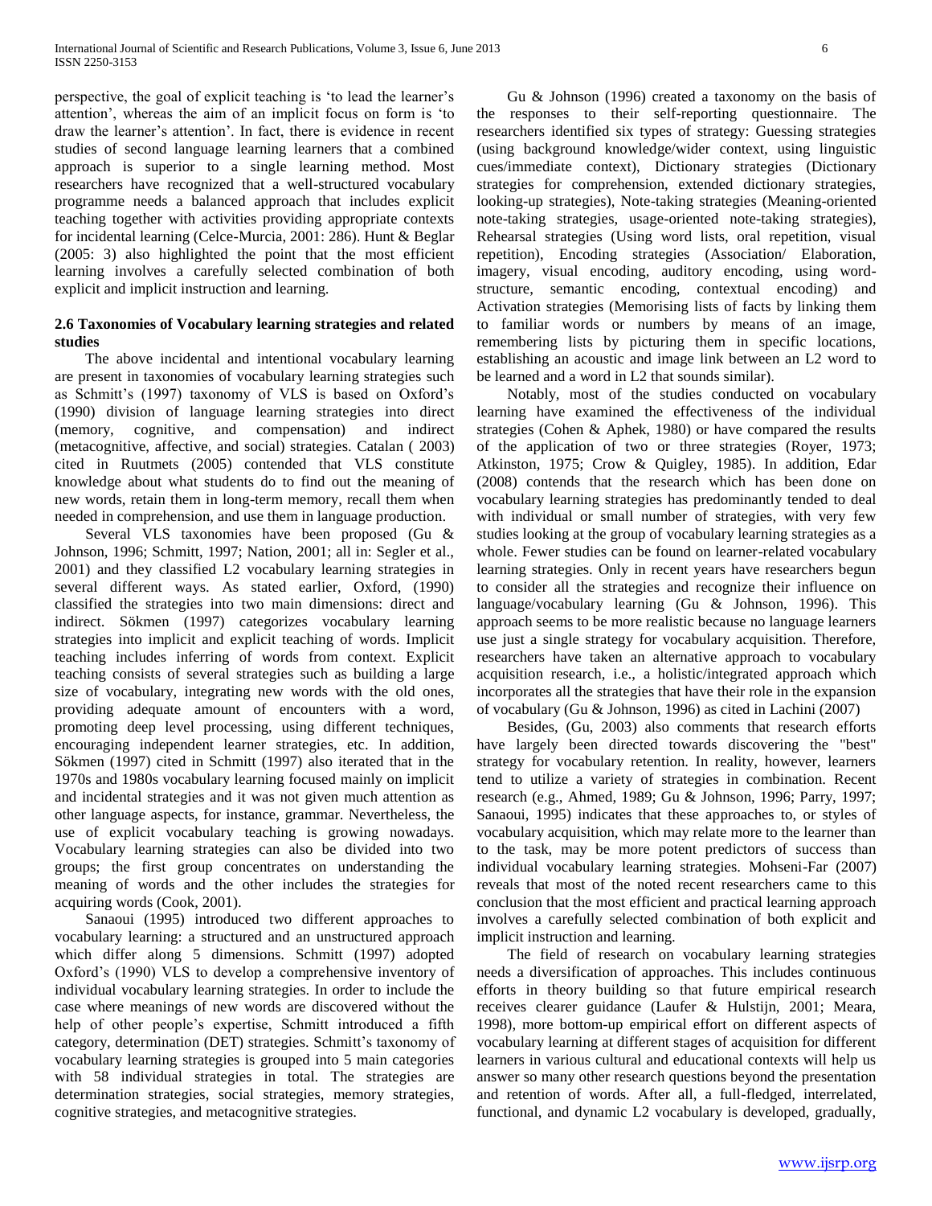perspective, the goal of explicit teaching is 'to lead the learner's attention', whereas the aim of an implicit focus on form is 'to draw the learner's attention'. In fact, there is evidence in recent studies of second language learning learners that a combined approach is superior to a single learning method. Most researchers have recognized that a well-structured vocabulary programme needs a balanced approach that includes explicit teaching together with activities providing appropriate contexts for incidental learning (Celce-Murcia, 2001: 286). Hunt & Beglar (2005: 3) also highlighted the point that the most efficient learning involves a carefully selected combination of both explicit and implicit instruction and learning.

### 2.6 Taxonomies of Vocabulary learning strategies and related studies

The above incidental and intentional vocabulary learning are present in taxonomies of vocabulary learning strategies such as Schmitt's (1997) taxonomy of VLS is based on Oxford's (1990) division of language learning strategies into direct (memory, cognitive, and compensation) and indirect (metacognitive, affective, and social) strategies. Catalan ( 2003) cited in Ruutmets (2005) contended that VLS constitute knowledge about what students do to find out the meaning of new words, retain them in long-term memory, recall them when needed in comprehension, and use them in language production.

Several VLS taxonomies have been proposed (Gu & Johnson, 1996; Schmitt, 1997; Nation, 2001; all in: Segler et al., 2001) and they classified L2 vocabulary learning strategies in several different ways. As stated earlier, Oxford, (1990) classified the strategies into two main dimensions: direct and indirect. Sökmen (1997) categorizes vocabulary learning strategies into implicit and explicit teaching of words. Implicit teaching includes inferring of words from context. Explicit teaching consists of several strategies such as building a large size of vocabulary, integrating new words with the old ones, providing adequate amount of encounters with a word, promoting deep level processing, using different techniques, encouraging independent learner strategies, etc. In addition, Sökmen (1997) cited in Schmitt (1997) also iterated that in the 1970s and 1980s vocabulary learning focused mainly on implicit and incidental strategies and it was not given much attention as other language aspects, for instance, grammar. Nevertheless, the use of explicit vocabulary teaching is growing nowadays. Vocabulary learning strategies can also be divided into two groups; the first group concentrates on understanding the meaning of words and the other includes the strategies for acquiring words (Cook, 2001).

Sanaoui (1995) introduced two different approaches to vocabulary learning: a structured and an unstructured approach which differ along 5 dimensions. Schmitt (1997) adopted Oxford's (1990) VLS to develop a comprehensive inventory of individual vocabulary learning strategies. In order to include the case where meanings of new words are discovered without the help of other people's expertise, Schmitt introduced a fifth category, determination (DET) strategies. Schmitt's taxonomy of vocabulary learning strategies is grouped into 5 main categories with 58 individual strategies in total. The strategies are determination strategies, social strategies, memory strategies, cognitive strategies, and metacognitive strategies.

Gu & Johnson (1996) created a taxonomy on the basis of the responses to their self-reporting questionnaire. The researchers identified six types of strategy: Guessing strategies (using background knowledge/wider context, using linguistic cues/immediate context), Dictionary strategies (Dictionary strategies for comprehension, extended dictionary strategies, looking-up strategies), Note-taking strategies (Meaning-oriented note-taking strategies, usage-oriented note-taking strategies), Rehearsal strategies (Using word lists, oral repetition, visual repetition), Encoding strategies (Association/ Elaboration, imagery, visual encoding, auditory encoding, using word-structure, semantic encoding, contextual encoding) and Activation strategies (Memorising lists of facts by linking them to familiar words or numbers by means of an image, remembering lists by picturing them in specific locations, establishing an acoustic and image link between an L2 word to be learned and a word in L2 that sounds similar).

Notably, most of the studies conducted on vocabulary learning have examined the effectiveness of the individual strategies (Cohen & Aphek, 1980) or have compared the results of the application of two or three strategies (Royer, 1973; Atkinston, 1975; Crow & Quigley, 1985). In addition, Edar (2008) contends that the research which has been done on vocabulary learning strategies has predominantly tended to deal with individual or small number of strategies, with very few studies looking at the group of vocabulary learning strategies as a whole. Fewer studies can be found on learner-related vocabulary learning strategies. Only in recent years have researchers begun to consider all the strategies and recognize their influence on language/vocabulary learning (Gu & Johnson, 1996). This approach seems to be more realistic because no language learners use just a single strategy for vocabulary acquisition. Therefore, researchers have taken an alternative approach to vocabulary acquisition research, i.e., a holistic/integrated approach which incorporates all the strategies that have their role in the expansion of vocabulary (Gu & Johnson, 1996) as cited in Lachini (2007)

Besides, (Gu, 2003) also comments that research efforts have largely been directed towards discovering the "best" strategy for vocabulary retention. In reality, however, learners tend to utilize a variety of strategies in combination. Recent research (e.g., Ahmed, 1989; Gu & Johnson, 1996; Parry, 1997; Sanaoui, 1995) indicates that these approaches to, or styles of vocabulary acquisition, which may relate more to the learner than to the task, may be more potent predictors of success than individual vocabulary learning strategies. Mohseni-Far (2007) reveals that most of the noted recent researchers came to this conclusion that the most efficient and practical learning approach involves a carefully selected combination of both explicit and implicit instruction and learning.

The field of research on vocabulary learning strategies needs a diversification of approaches. This includes continuous efforts in theory building so that future empirical research receives clearer guidance (Laufer & Hulstijn, 2001; Meara, 1998), more bottom-up empirical effort on different aspects of vocabulary learning at different stages of acquisition for different learners in various cultural and educational contexts will help us answer so many other research questions beyond the presentation and retention of words. After all, a full-fledged, interrelated, functional, and dynamic L2 vocabulary is developed, gradually,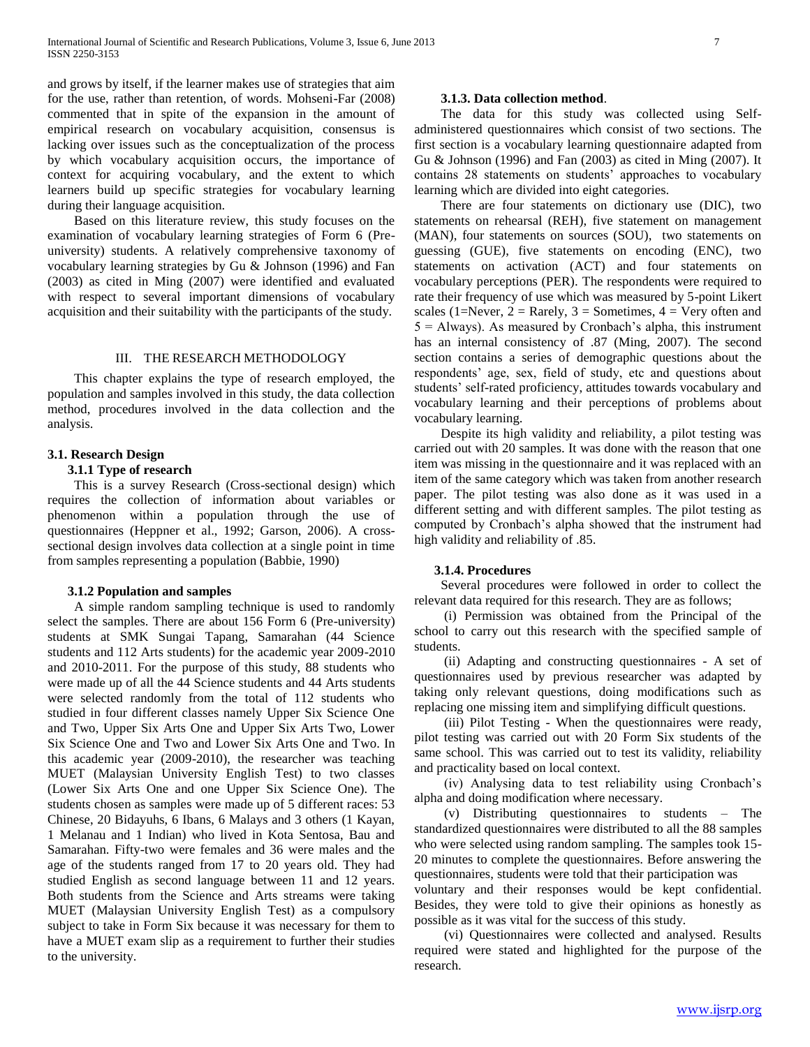and grows by itself, if the learner makes use of strategies that aim for the use, rather than retention, of words. Mohseni-Far (2008) commented that in spite of the expansion in the amount of empirical research on vocabulary acquisition, consensus is lacking over issues such as the conceptualization of the process by which vocabulary acquisition occurs, the importance of context for acquiring vocabulary, and the extent to which learners build up specific strategies for vocabulary learning during their language acquisition.

Based on this literature review, this study focuses on the examination of vocabulary learning strategies of Form 6 (Pre-university) students. A relatively comprehensive taxonomy of vocabulary learning strategies by Gu & Johnson (1996) and Fan (2003) as cited in Ming (2007) were identified and evaluated with respect to several important dimensions of vocabulary acquisition and their suitability with the participants of the study.

## III. THE RESEARCH METHODOLOGY

This chapter explains the type of research employed, the population and samples involved in this study, the data collection method, procedures involved in the data collection and the analysis.

### 3.1. Research Design

#### 3.1.1 Type of research

This is a survey Research (Cross-sectional design) which requires the collection of information about variables or phenomenon within a population through the use of questionnaires (Heppner et al., 1992; Garson, 2006). A cross-sectional design involves data collection at a single point in time from samples representing a population (Babbie, 1990)

#### 3.1.2 Population and samples

A simple random sampling technique is used to randomly select the samples. There are about 156 Form 6 (Pre-university) students at SMK Sungai Tapang, Samarahan (44 Science students and 112 Arts students) for the academic year 2009-2010 and 2010-2011. For the purpose of this study, 88 students who were made up of all the 44 Science students and 44 Arts students were selected randomly from the total of 112 students who studied in four different classes namely Upper Six Science One and Two, Upper Six Arts One and Upper Six Arts Two, Lower Six Science One and Two and Lower Six Arts One and Two. In this academic year (2009-2010), the researcher was teaching MUET (Malaysian University English Test) to two classes (Lower Six Arts One and one Upper Six Science One). The students chosen as samples were made up of 5 different races: 53 Chinese, 20 Bidayuhs, 6 Ibans, 6 Malays and 3 others (1 Kayan, 1 Melanau and 1 Indian) who lived in Kota Sentosa, Bau and Samarahan. Fifty-two were females and 36 were males and the age of the students ranged from 17 to 20 years old. They had studied English as second language between 11 and 12 years. Both students from the Science and Arts streams were taking MUET (Malaysian University English Test) as a compulsory subject to take in Form Six because it was necessary for them to have a MUET exam slip as a requirement to further their studies to the university.

#### 3.1.3. Data collection method.

The data for this study was collected using Self-administered questionnaires which consist of two sections. The first section is a vocabulary learning questionnaire adapted from Gu & Johnson (1996) and Fan (2003) as cited in Ming (2007). It contains 28 statements on students' approaches to vocabulary learning which are divided into eight categories.

There are four statements on dictionary use (DIC), two statements on rehearsal (REH), five statement on management (MAN), four statements on sources (SOU), two statements on guessing (GUE), five statements on encoding (ENC), two statements on activation (ACT) and four statements on vocabulary perceptions (PER). The respondents were required to rate their frequency of use which was measured by 5-point Likert scales (1=Never, 2 = Rarely, 3 = Sometimes, 4 = Very often and 5 = Always). As measured by Cronbach's alpha, this instrument has an internal consistency of .87 (Ming, 2007). The second section contains a series of demographic questions about the respondents' age, sex, field of study, etc and questions about students' self-rated proficiency, attitudes towards vocabulary and vocabulary learning and their perceptions of problems about vocabulary learning.

Despite its high validity and reliability, a pilot testing was carried out with 20 samples. It was done with the reason that one item was missing in the questionnaire and it was replaced with an item of the same category which was taken from another research paper. The pilot testing was also done as it was used in a different setting and with different samples. The pilot testing as computed by Cronbach's alpha showed that the instrument had high validity and reliability of .85.

#### 3.1.4. Procedures

Several procedures were followed in order to collect the relevant data required for this research. They are as follows;

(i) Permission was obtained from the Principal of the school to carry out this research with the specified sample of students.

(ii) Adapting and constructing questionnaires - A set of questionnaires used by previous researcher was adapted by taking only relevant questions, doing modifications such as replacing one missing item and simplifying difficult questions.

(iii) Pilot Testing - When the questionnaires were ready, pilot testing was carried out with 20 Form Six students of the same school. This was carried out to test its validity, reliability and practicality based on local context.

(iv) Analysing data to test reliability using Cronbach's alpha and doing modification where necessary.

(v) Distributing questionnaires to students – The standardized questionnaires were distributed to all the 88 samples who were selected using random sampling. The samples took 15-20 minutes to complete the questionnaires. Before answering the questionnaires, students were told that their participation was voluntary and their responses would be kept confidential. Besides, they were told to give their opinions as honestly as possible as it was vital for the success of this study.

(vi) Questionnaires were collected and analysed. Results required were stated and highlighted for the purpose of the research.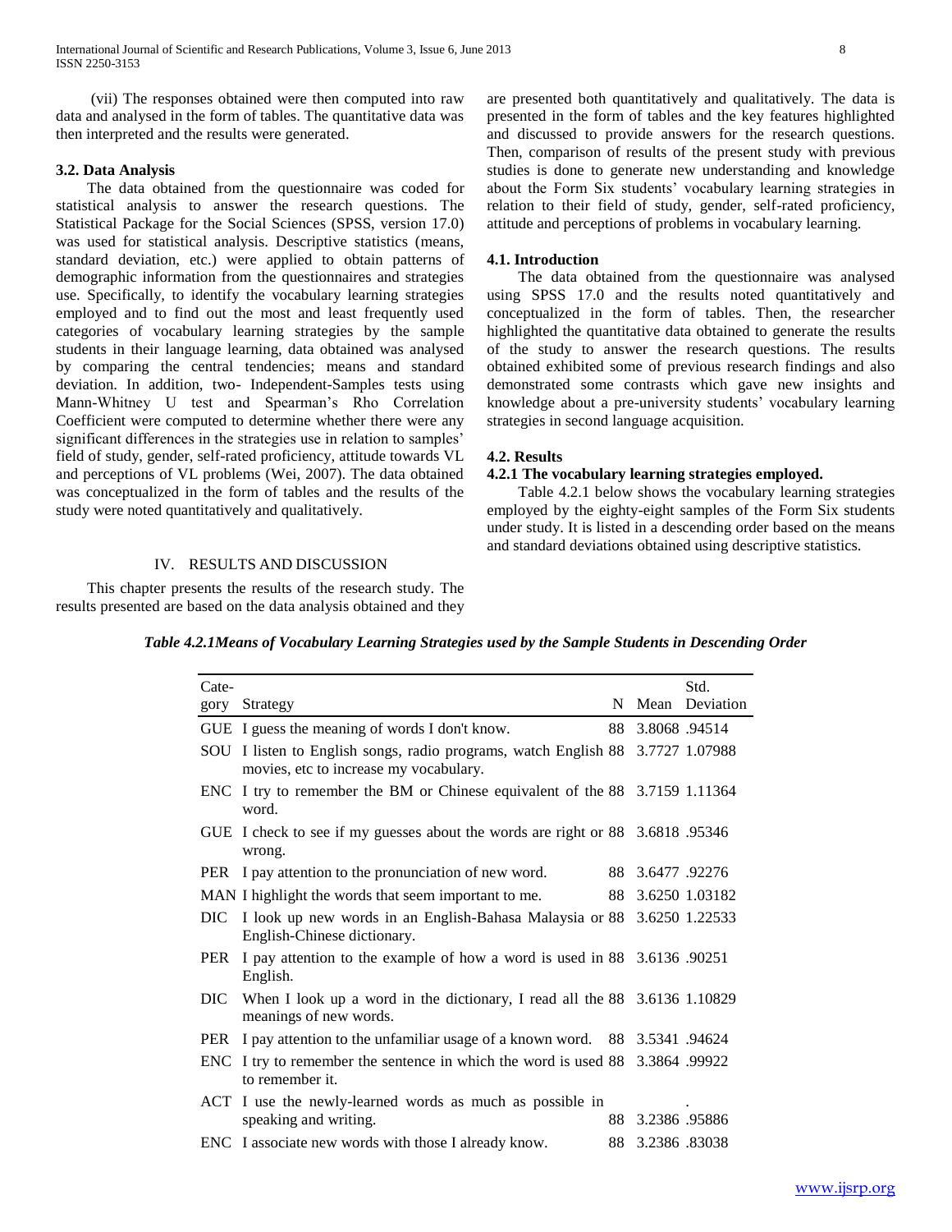(vii) The responses obtained were then computed into raw data and analysed in the form of tables. The quantitative data was then interpreted and the results were generated.

### 3.2. Data Analysis

The data obtained from the questionnaire was coded for statistical analysis to answer the research questions. The Statistical Package for the Social Sciences (SPSS, version 17.0) was used for statistical analysis. Descriptive statistics (means, standard deviation, etc.) were applied to obtain patterns of demographic information from the questionnaires and strategies use. Specifically, to identify the vocabulary learning strategies employed and to find out the most and least frequently used categories of vocabulary learning strategies by the sample students in their language learning, data obtained was analysed by comparing the central tendencies; means and standard deviation. In addition, two- Independent-Samples tests using Mann-Whitney U test and Spearman's Rho Correlation Coefficient were computed to determine whether there were any significant differences in the strategies use in relation to samples' field of study, gender, self-rated proficiency, attitude towards VL and perceptions of VL problems (Wei, 2007). The data obtained was conceptualized in the form of tables and the results of the study were noted quantitatively and qualitatively.

## IV. RESULTS AND DISCUSSION

This chapter presents the results of the research study. The results presented are based on the data analysis obtained and they are presented both quantitatively and qualitatively. The data is presented in the form of tables and the key features highlighted and discussed to provide answers for the research questions. Then, comparison of results of the present study with previous studies is done to generate new understanding and knowledge about the Form Six students' vocabulary learning strategies in relation to their field of study, gender, self-rated proficiency, attitude and perceptions of problems in vocabulary learning.

### 4.1. Introduction

The data obtained from the questionnaire was analysed using SPSS 17.0 and the results noted quantitatively and conceptualized in the form of tables. Then, the researcher highlighted the quantitative data obtained to generate the results of the study to answer the research questions. The results obtained exhibited some of previous research findings and also demonstrated some contrasts which gave new insights and knowledge about a pre-university students' vocabulary learning strategies in second language acquisition.

### 4.2. Results

#### 4.2.1 The vocabulary learning strategies employed.

Table 4.2.1 below shows the vocabulary learning strategies employed by the eighty-eight samples of the Form Six students under study. It is listed in a descending order based on the means and standard deviations obtained using descriptive statistics.

***Table 4.2.1Means of Vocabulary Learning Strategies used by the Sample Students in Descending Order***

| Category | Strategy | N | Mean | Std. Deviation |
|---|---|---|---|---|
| GUE | I guess the meaning of words I don't know. | 88 | 3.8068 | .94514 |
| SOU | I listen to English songs, radio programs, watch English movies, etc to increase my vocabulary. | 88 | 3.7727 | 1.07988 |
| ENC | I try to remember the BM or Chinese equivalent of the word. | 88 | 3.7159 | 1.11364 |
| GUE | I check to see if my guesses about the words are right or wrong. | 88 | 3.6818 | .95346 |
| PER | I pay attention to the pronunciation of new word. | 88 | 3.6477 | .92276 |
| MAN | I highlight the words that seem important to me. | 88 | 3.6250 | 1.03182 |
| DIC | I look up new words in an English-Bahasa Malaysia or English-Chinese dictionary. | 88 | 3.6250 | 1.22533 |
| PER | I pay attention to the example of how a word is used in English. | 88 | 3.6136 | .90251 |
| DIC | When I look up a word in the dictionary, I read all the meanings of new words. | 88 | 3.6136 | 1.10829 |
| PER | I pay attention to the unfamiliar usage of a known word. | 88 | 3.5341 | .94624 |
| ENC | I try to remember the sentence in which the word is used to remember it. | 88 | 3.3864 | .99922 |
| ACT | I use the newly-learned words as much as possible in speaking and writing. | 88 | 3.2386 | .95886 |
| ENC | I associate new words with those I already know. | 88 | 3.2386 | .83038 |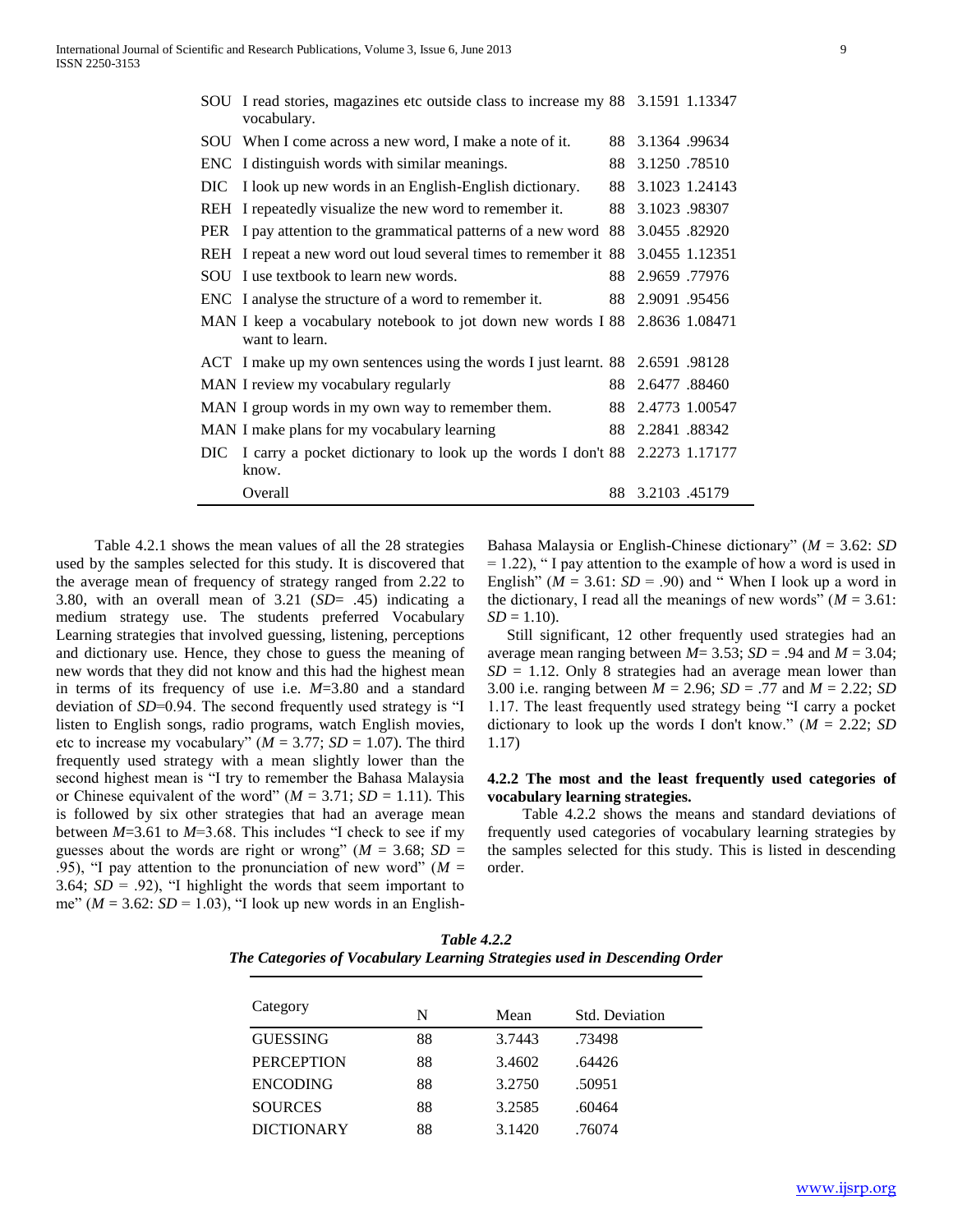| | | | | |
|---|---|---|---|---|
| SOU | I read stories, magazines etc outside class to increase my vocabulary. | 88 | 3.1591 | 1.13347 |
| SOU | When I come across a new word, I make a note of it. | 88 | 3.1364 | .99634 |
| ENC | I distinguish words with similar meanings. | 88 | 3.1250 | .78510 |
| DIC | I look up new words in an English-English dictionary. | 88 | 3.1023 | 1.24143 |
| REH | I repeatedly visualize the new word to remember it. | 88 | 3.1023 | .98307 |
| PER | I pay attention to the grammatical patterns of a new word | 88 | 3.0455 | .82920 |
| REH | I repeat a new word out loud several times to remember it | 88 | 3.0455 | 1.12351 |
| SOU | I use textbook to learn new words. | 88 | 2.9659 | .77976 |
| ENC | I analyse the structure of a word to remember it. | 88 | 2.9091 | .95456 |
| MAN | I keep a vocabulary notebook to jot down new words I want to learn. | 88 | 2.8636 | 1.08471 |
| ACT | I make up my own sentences using the words I just learnt. | 88 | 2.6591 | .98128 |
| MAN | I review my vocabulary regularly | 88 | 2.6477 | .88460 |
| MAN | I group words in my own way to remember them. | 88 | 2.4773 | 1.00547 |
| MAN | I make plans for my vocabulary learning | 88 | 2.2841 | .88342 |
| DIC | I carry a pocket dictionary to look up the words I don't know. | 88 | 2.2273 | 1.17177 |
| | Overall | 88 | 3.2103 | .45179 |

Table 4.2.1 shows the mean values of all the 28 strategies used by the samples selected for this study. It is discovered that the average mean of frequency of strategy ranged from 2.22 to 3.80, with an overall mean of 3.21 (*SD*= .45) indicating a medium strategy use. The students preferred Vocabulary Learning strategies that involved guessing, listening, perceptions and dictionary use. Hence, they chose to guess the meaning of new words that they did not know and this had the highest mean in terms of its frequency of use i.e. *M*=3.80 and a standard deviation of *SD*=0.94. The second frequently used strategy is "I listen to English songs, radio programs, watch English movies, etc to increase my vocabulary" ($M$ = 3.77; $SD$ = 1.07). The third frequently used strategy with a mean slightly lower than the second highest mean is "I try to remember the Bahasa Malaysia or Chinese equivalent of the word" ($M$ = 3.71; $SD$ = 1.11). This is followed by six other strategies that had an average mean between *M*=3.61 to *M*=3.68. This includes "I check to see if my guesses about the words are right or wrong" ($M$ = 3.68; $SD$ = .95), "I pay attention to the pronunciation of new word" ($M$ = 3.64; $SD$ = .92), "I highlight the words that seem important to me" ($M$ = 3.62: $SD$ = 1.03), "I look up new words in an English-Bahasa Malaysia or English-Chinese dictionary" ($M$ = 3.62: $SD$ = 1.22), " I pay attention to the example of how a word is used in English" ($M$ = 3.61: $SD$ = .90) and " When I look up a word in the dictionary, I read all the meanings of new words" ($M$ = 3.61: $SD$ = 1.10).

Still significant, 12 other frequently used strategies had an average mean ranging between *M*= 3.53; *SD* = .94 and $M$ = 3.04; $SD$ = 1.12. Only 8 strategies had an average mean lower than 3.00 i.e. ranging between $M$ = 2.96; $SD$ = .77 and $M$ = 2.22; *SD* 1.17. The least frequently used strategy being "I carry a pocket dictionary to look up the words I don't know." ($M$ = 2.22; *SD* 1.17)

#### 4.2.2 The most and the least frequently used categories of vocabulary learning strategies.

Table 4.2.2 shows the means and standard deviations of frequently used categories of vocabulary learning strategies by the samples selected for this study. This is listed in descending order.

***Table 4.2.2***
***The Categories of Vocabulary Learning Strategies used in Descending Order***

| Category | N | Mean | Std. Deviation |
|---|---|---|---|
| GUESSING | 88 | 3.7443 | .73498 |
| PERCEPTION | 88 | 3.4602 | .64426 |
| ENCODING | 88 | 3.2750 | .50951 |
| SOURCES | 88 | 3.2585 | .60464 |
| DICTIONARY | 88 | 3.1420 | .76074 |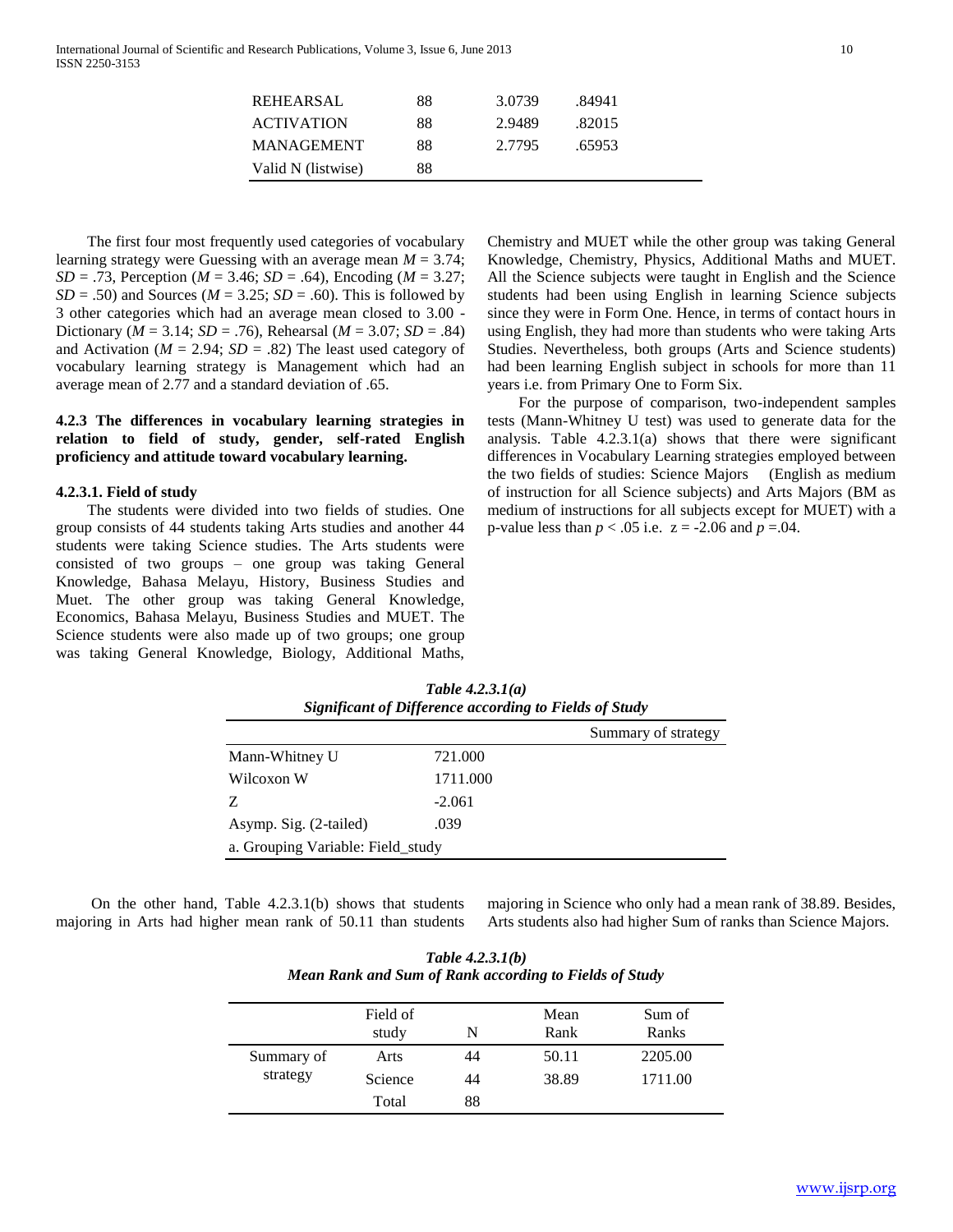| | | | |
|---|---|---|---|
| REHEARSAL | 88 | 3.0739 | .84941 |
| ACTIVATION | 88 | 2.9489 | .82015 |
| MANAGEMENT | 88 | 2.7795 | .65953 |
| Valid N (listwise) | 88 | | |

The first four most frequently used categories of vocabulary learning strategy were Guessing with an average mean $M = 3.74$; $SD = .73$, Perception ($M = 3.46$; $SD = .64$), Encoding ($M = 3.27$; $SD = .50$) and Sources ($M = 3.25$; $SD = .60$). This is followed by 3 other categories which had an average mean closed to 3.00 - Dictionary ($M = 3.14$; $SD = .76$), Rehearsal ($M = 3.07$; $SD = .84$) and Activation ($M = 2.94$; $SD = .82$) The least used category of vocabulary learning strategy is Management which had an average mean of 2.77 and a standard deviation of .65.

**4.2.3 The differences in vocabulary learning strategies in relation to field of study, gender, self-rated English proficiency and attitude toward vocabulary learning.**

**4.2.3.1. Field of study**

The students were divided into two fields of studies. One group consists of 44 students taking Arts studies and another 44 students were taking Science studies. The Arts students were consisted of two groups – one group was taking General Knowledge, Bahasa Melayu, History, Business Studies and Muet. The other group was taking General Knowledge, Economics, Bahasa Melayu, Business Studies and MUET. The Science students were also made up of two groups; one group was taking General Knowledge, Biology, Additional Maths, Chemistry and MUET while the other group was taking General Knowledge, Chemistry, Physics, Additional Maths and MUET. All the Science subjects were taught in English and the Science students had been using English in learning Science subjects since they were in Form One. Hence, in terms of contact hours in using English, they had more than students who were taking Arts Studies. Nevertheless, both groups (Arts and Science students) had been learning English subject in schools for more than 11 years i.e. from Primary One to Form Six.

For the purpose of comparison, two-independent samples tests (Mann-Whitney U test) was used to generate data for the analysis. Table 4.2.3.1(a) shows that there were significant differences in Vocabulary Learning strategies employed between the two fields of studies: Science Majors (English as medium of instruction for all Science subjects) and Arts Majors (BM as medium of instructions for all subjects except for MUET) with a p-value less than $p < .05$ i.e. $z = -2.06$ and $p = .04$.

***Table 4.2.3.1(a)***
***Significant of Difference according to Fields of Study***

| | Summary of strategy |
|---|---|
| Mann-Whitney U | 721.000 |
| Wilcoxon W | 1711.000 |
| Z | -2.061 |
| Asymp. Sig. (2-tailed) | .039 |
| a. Grouping Variable: Field_study | |

On the other hand, Table 4.2.3.1(b) shows that students majoring in Arts had higher mean rank of 50.11 than students majoring in Science who only had a mean rank of 38.89. Besides, Arts students also had higher Sum of ranks than Science Majors.

***Table 4.2.3.1(b)***
***Mean Rank and Sum of Rank according to Fields of Study***

| | Field of study | N | Mean Rank | Sum of Ranks |
|---|---|---|---|---|
| Summary of strategy | Arts | 44 | 50.11 | 2205.00 |
| | Science | 44 | 38.89 | 1711.00 |
| | Total | 88 | | |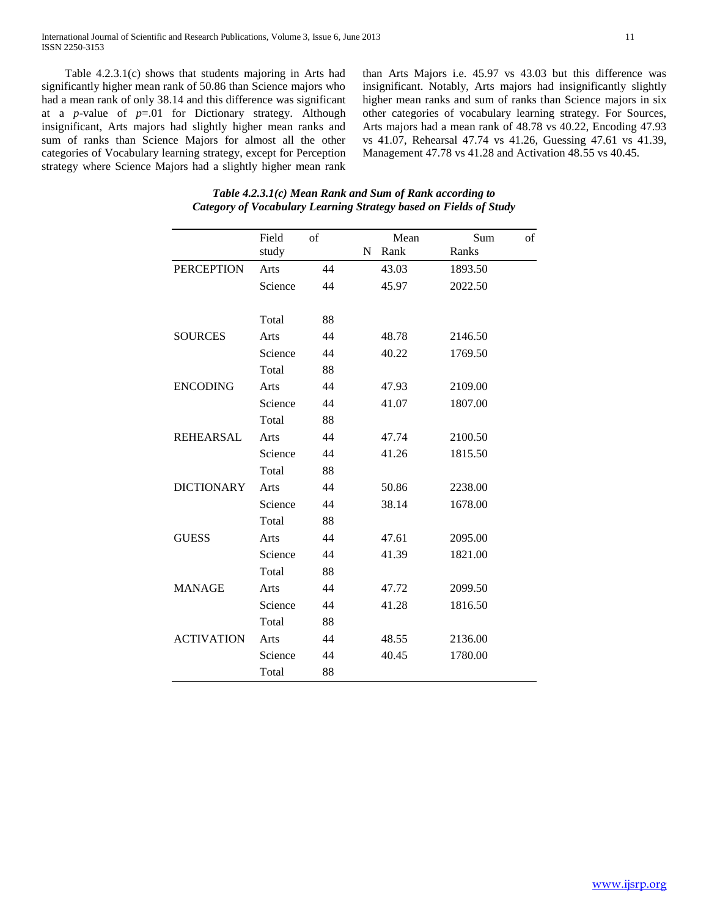Table 4.2.3.1(c) shows that students majoring in Arts had significantly higher mean rank of 50.86 than Science majors who had a mean rank of only 38.14 and this difference was significant at a *p*-value of *p*=.01 for Dictionary strategy. Although insignificant, Arts majors had slightly higher mean ranks and sum of ranks than Science Majors for almost all the other categories of Vocabulary learning strategy, except for Perception strategy where Science Majors had a slightly higher mean rank than Arts Majors i.e. 45.97 vs 43.03 but this difference was insignificant. Notably, Arts majors had insignificantly slightly higher mean ranks and sum of ranks than Science majors in six other categories of vocabulary learning strategy. For Sources, Arts majors had a mean rank of 48.78 vs 40.22, Encoding 47.93 vs 41.07, Rehearsal 47.74 vs 41.26, Guessing 47.61 vs 41.39, Management 47.78 vs 41.28 and Activation 48.55 vs 40.45.

***Table 4.2.3.1(c) Mean Rank and Sum of Rank according to Category of Vocabulary Learning Strategy based on Fields of Study***

| | Field of study | N | Mean Rank | Sum of Ranks |
|---|---|---|---|---|
| PERCEPTION | Arts | 44 | 43.03 | 1893.50 |
| | Science | 44 | 45.97 | 2022.50 |
| | Total | 88 | | |
| SOURCES | Arts | 44 | 48.78 | 2146.50 |
| | Science | 44 | 40.22 | 1769.50 |
| | Total | 88 | | |
| ENCODING | Arts | 44 | 47.93 | 2109.00 |
| | Science | 44 | 41.07 | 1807.00 |
| | Total | 88 | | |
| REHEARSAL | Arts | 44 | 47.74 | 2100.50 |
| | Science | 44 | 41.26 | 1815.50 |
| | Total | 88 | | |
| DICTIONARY | Arts | 44 | 50.86 | 2238.00 |
| | Science | 44 | 38.14 | 1678.00 |
| | Total | 88 | | |
| GUESS | Arts | 44 | 47.61 | 2095.00 |
| | Science | 44 | 41.39 | 1821.00 |
| | Total | 88 | | |
| MANAGE | Arts | 44 | 47.72 | 2099.50 |
| | Science | 44 | 41.28 | 1816.50 |
| | Total | 88 | | |
| ACTIVATION | Arts | 44 | 48.55 | 2136.00 |
| | Science | 44 | 40.45 | 1780.00 |
| | Total | 88 | | |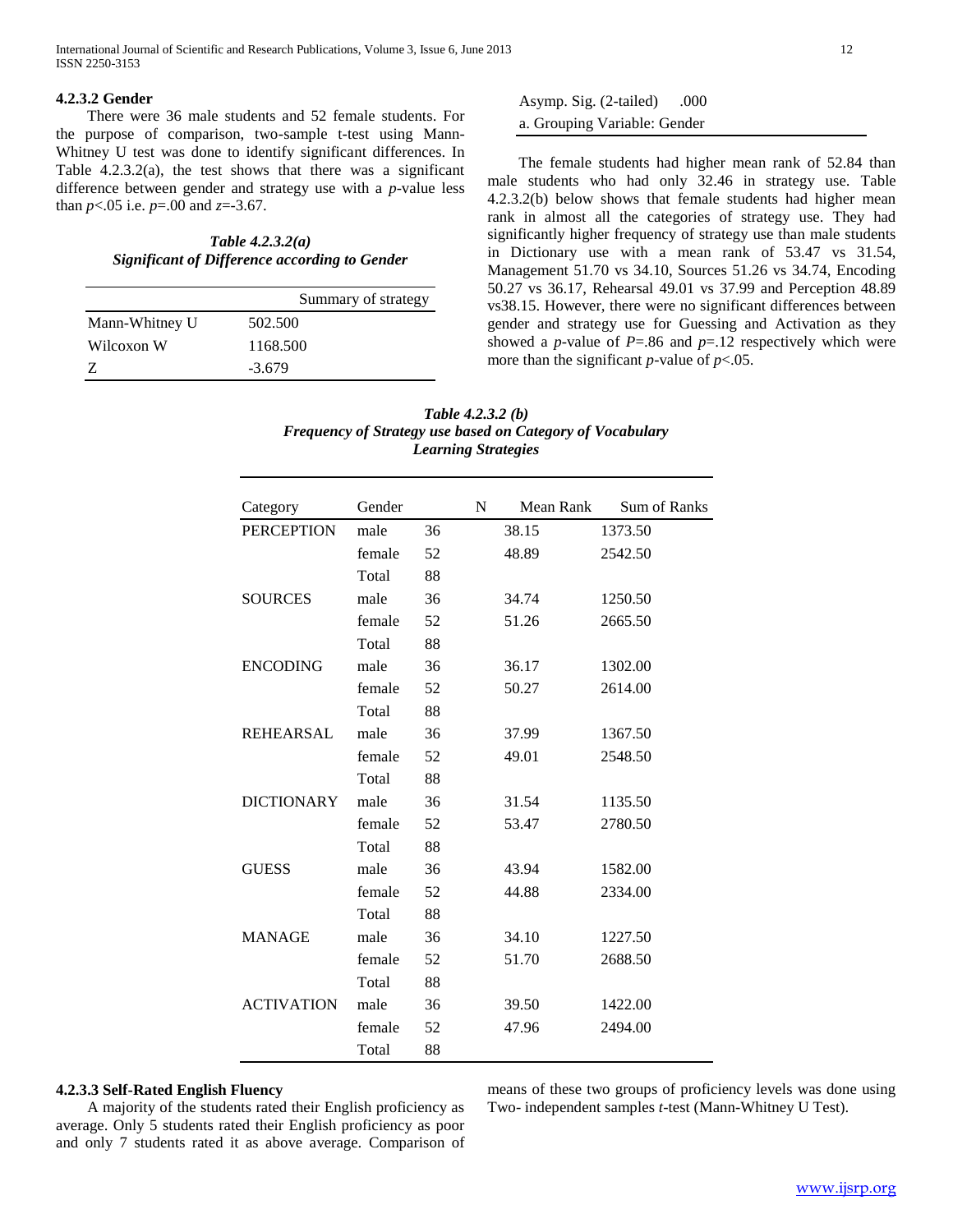#### 4.2.3.2 Gender

There were 36 male students and 52 female students. For the purpose of comparison, two-sample t-test using Mann-Whitney U test was done to identify significant differences. In Table 4.2.3.2(a), the test shows that there was a significant difference between gender and strategy use with a *p*-value less than $p<.05$ i.e. $p=.00$ and $z=-3.67$.

***Table 4.2.3.2(a)***
***Significant of Difference according to Gender***

| | Summary of strategy |
|---|---|
| Mann-Whitney U | 502.500 |
| Wilcoxon W | 1168.500 |
| Z | -3.679 |
| Asymp. Sig. (2-tailed) | .000 |

a. Grouping Variable: Gender

The female students had higher mean rank of 52.84 than male students who had only 32.46 in strategy use. Table 4.2.3.2(b) below shows that female students had higher mean rank in almost all the categories of strategy use. They had significantly higher frequency of strategy use than male students in Dictionary use with a mean rank of 53.47 vs 31.54, Management 51.70 vs 34.10, Sources 51.26 vs 34.74, Encoding 50.27 vs 36.17, Rehearsal 49.01 vs 37.99 and Perception 48.89 vs38.15. However, there were no significant differences between gender and strategy use for Guessing and Activation as they showed a *p*-value of $P=.86$ and $p=.12$ respectively which were more than the significant *p*-value of $p<.05$.

***Table 4.2.3.2 (b)***
***Frequency of Strategy use based on Category of Vocabulary Learning Strategies***

| Category | Gender | N | Mean Rank | Sum of Ranks |
|---|---|---|---|---|
| PERCEPTION | male | 36 | 38.15 | 1373.50 |
| | female | 52 | 48.89 | 2542.50 |
| | Total | 88 | | |
| SOURCES | male | 36 | 34.74 | 1250.50 |
| | female | 52 | 51.26 | 2665.50 |
| | Total | 88 | | |
| ENCODING | male | 36 | 36.17 | 1302.00 |
| | female | 52 | 50.27 | 2614.00 |
| | Total | 88 | | |
| REHEARSAL | male | 36 | 37.99 | 1367.50 |
| | female | 52 | 49.01 | 2548.50 |
| | Total | 88 | | |
| DICTIONARY | male | 36 | 31.54 | 1135.50 |
| | female | 52 | 53.47 | 2780.50 |
| | Total | 88 | | |
| GUESS | male | 36 | 43.94 | 1582.00 |
| | female | 52 | 44.88 | 2334.00 |
| | Total | 88 | | |
| MANAGE | male | 36 | 34.10 | 1227.50 |
| | female | 52 | 51.70 | 2688.50 |
| | Total | 88 | | |
| ACTIVATION | male | 36 | 39.50 | 1422.00 |
| | female | 52 | 47.96 | 2494.00 |
| | Total | 88 | | |

#### 4.2.3.3 Self-Rated English Fluency

A majority of the students rated their English proficiency as average. Only 5 students rated their English proficiency as poor and only 7 students rated it as above average. Comparison of means of these two groups of proficiency levels was done using Two- independent samples *t*-test (Mann-Whitney U Test).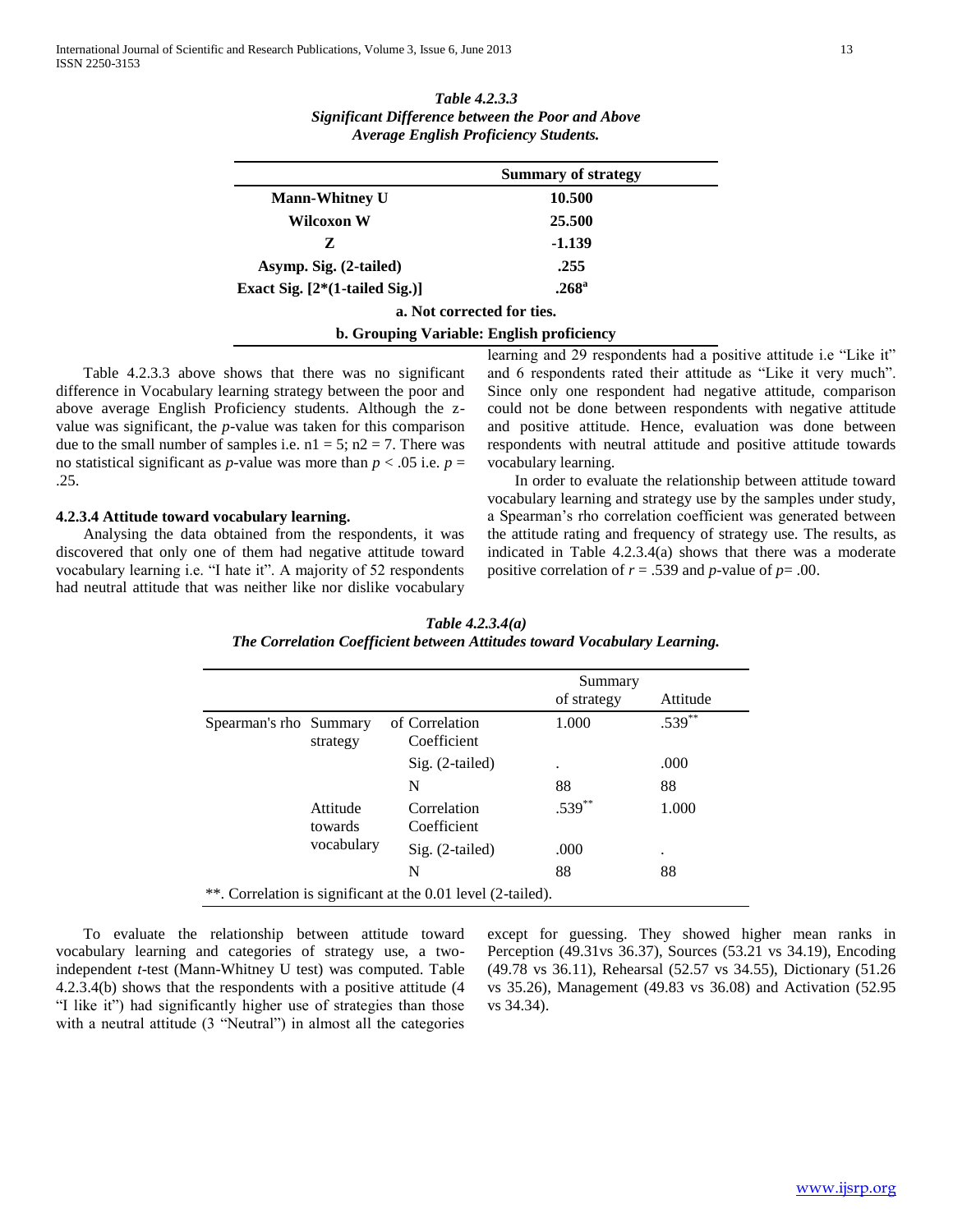***Table 4.2.3.3***
***Significant Difference between the Poor and Above Average English Proficiency Students.***

| | **Summary of strategy** |
|---|---|
| **Mann-Whitney U** | **10.500** |
| **Wilcoxon W** | **25.500** |
| **Z** | **-1.139** |
| **Asymp. Sig. (2-tailed)** | **.255** |
| **Exact Sig. [2*(1-tailed Sig.)]** | **.268[a]** |

**a. Not corrected for ties.**

**b. Grouping Variable: English proficiency**

Table 4.2.3.3 above shows that there was no significant difference in Vocabulary learning strategy between the poor and above average English Proficiency students. Although the z-value was significant, the *p*-value was taken for this comparison due to the small number of samples i.e. $n1 = 5$; $n2 = 7$. There was no statistical significant as *p*-value was more than $p < .05$ i.e. $p = .25$.

#### 4.2.3.4 Attitude toward vocabulary learning.

Analysing the data obtained from the respondents, it was discovered that only one of them had negative attitude toward vocabulary learning i.e. "I hate it". A majority of 52 respondents had neutral attitude that was neither like nor dislike vocabulary learning and 29 respondents had a positive attitude i.e "Like it" and 6 respondents rated their attitude as "Like it very much". Since only one respondent had negative attitude, comparison could not be done between respondents with negative attitude and positive attitude. Hence, evaluation was done between respondents with neutral attitude and positive attitude towards vocabulary learning.

In order to evaluate the relationship between attitude toward vocabulary learning and strategy use by the samples under study, a Spearman's rho correlation coefficient was generated between the attitude rating and frequency of strategy use. The results, as indicated in Table 4.2.3.4(a) shows that there was a moderate positive correlation of $r = .539$ and *p*-value of $p = .00$.

***Table 4.2.3.4(a)***
***The Correlation Coefficient between Attitudes toward Vocabulary Learning.***

| | | | Summary of strategy | Attitude |
|---|---|---|---|---|
| Spearman's rho | Summary strategy | of Correlation Coefficient | 1.000 | .539** |
| | | Sig. (2-tailed) | . | .000 |
| | | N | 88 | 88 |
| | Attitude towards vocabulary | Correlation Coefficient | .539** | 1.000 |
| | | Sig. (2-tailed) | .000 | . |
| | | N | 88 | 88 |

**. Correlation is significant at the 0.01 level (2-tailed).

To evaluate the relationship between attitude toward vocabulary learning and categories of strategy use, a two-independent *t*-test (Mann-Whitney U test) was computed. Table 4.2.3.4(b) shows that the respondents with a positive attitude (4 "I like it") had significantly higher use of strategies than those with a neutral attitude (3 "Neutral") in almost all the categories except for guessing. They showed higher mean ranks in Perception (49.31vs 36.37), Sources (53.21 vs 34.19), Encoding (49.78 vs 36.11), Rehearsal (52.57 vs 34.55), Dictionary (51.26 vs 35.26), Management (49.83 vs 36.08) and Activation (52.95 vs 34.34).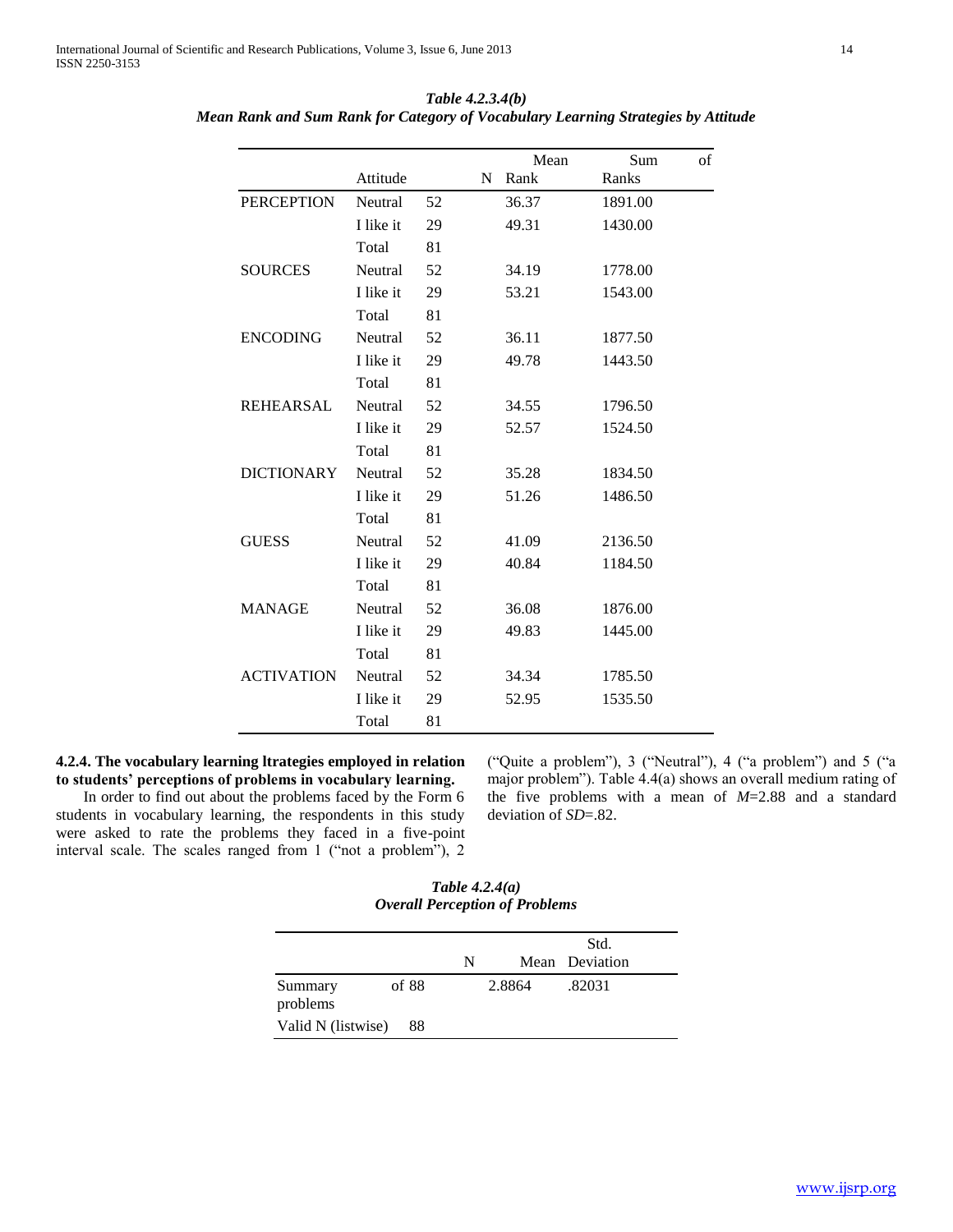***Table 4.2.3.4(b)***
***Mean Rank and Sum Rank for Category of Vocabulary Learning Strategies by Attitude***

| | Attitude | N | Mean Rank | Sum of Ranks |
|---|---|---|---|---|
| PERCEPTION | Neutral | 52 | 36.37 | 1891.00 |
| | I like it | 29 | 49.31 | 1430.00 |
| | Total | 81 | | |
| SOURCES | Neutral | 52 | 34.19 | 1778.00 |
| | I like it | 29 | 53.21 | 1543.00 |
| | Total | 81 | | |
| ENCODING | Neutral | 52 | 36.11 | 1877.50 |
| | I like it | 29 | 49.78 | 1443.50 |
| | Total | 81 | | |
| REHEARSAL | Neutral | 52 | 34.55 | 1796.50 |
| | I like it | 29 | 52.57 | 1524.50 |
| | Total | 81 | | |
| DICTIONARY | Neutral | 52 | 35.28 | 1834.50 |
| | I like it | 29 | 51.26 | 1486.50 |
| | Total | 81 | | |
| GUESS | Neutral | 52 | 41.09 | 2136.50 |
| | I like it | 29 | 40.84 | 1184.50 |
| | Total | 81 | | |
| MANAGE | Neutral | 52 | 36.08 | 1876.00 |
| | I like it | 29 | 49.83 | 1445.00 |
| | Total | 81 | | |
| ACTIVATION | Neutral | 52 | 34.34 | 1785.50 |
| | I like it | 29 | 52.95 | 1535.50 |
| | Total | 81 | | |

**4.2.4. The vocabulary learning ltrategies employed in relation to students' perceptions of problems in vocabulary learning.**

In order to find out about the problems faced by the Form 6 students in vocabulary learning, the respondents in this study were asked to rate the problems they faced in a five-point interval scale. The scales ranged from 1 ("not a problem"), 2 ("Quite a problem"), 3 ("Neutral"), 4 ("a problem") and 5 ("a major problem"). Table 4.4(a) shows an overall medium rating of the five problems with a mean of *M*=2.88 and a standard deviation of *SD*=.82.

***Table 4.2.4(a)***
***Overall Perception of Problems***

| | N | Mean | Std. Deviation |
|---|---|---|---|
| Summary of problems | 88 | 2.8864 | .82031 |
| Valid N (listwise) | 88 | | |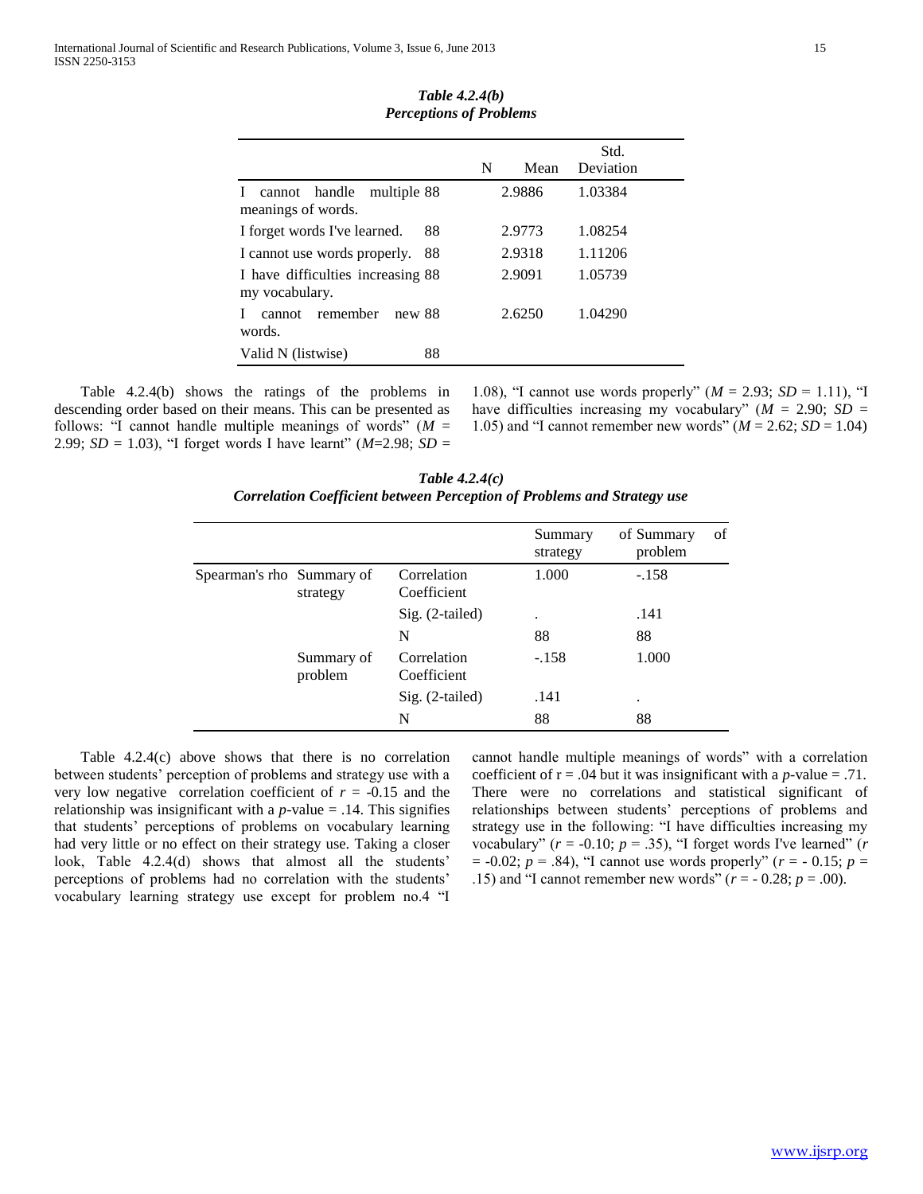*Table 4.2.4(b)*
***Perceptions of Problems***

| | N | Mean | Std. Deviation |
|---|---|---|---|
| I cannot handle multiple meanings of words. | 88 | 2.9886 | 1.03384 |
| I forget words I've learned. | 88 | 2.9773 | 1.08254 |
| I cannot use words properly. | 88 | 2.9318 | 1.11206 |
| I have difficulties increasing my vocabulary. | 88 | 2.9091 | 1.05739 |
| I cannot remember new words. | 88 | 2.6250 | 1.04290 |
| Valid N (listwise) | 88 | | |

Table 4.2.4(b) shows the ratings of the problems in descending order based on their means. This can be presented as follows: "I cannot handle multiple meanings of words" ($M$ = 2.99; $SD$ = 1.03), "I forget words I have learnt" ($M$=2.98; $SD$ = 1.08), "I cannot use words properly" ($M$ = 2.93; $SD$ = 1.11), "I have difficulties increasing my vocabulary" ($M$ = 2.90; $SD$ = 1.05) and "I cannot remember new words" ($M$ = 2.62; $SD$ = 1.04)

*Table 4.2.4(c)*
***Correlation Coefficient between Perception of Problems and Strategy use***

| | | | Summary of strategy | Summary of problem |
|---|---|---|---|---|
| Spearman's rho | Summary of strategy | Correlation Coefficient | 1.000 | -.158 |
| | | Sig. (2-tailed) | . | .141 |
| | | N | 88 | 88 |
| | Summary of problem | Correlation Coefficient | -.158 | 1.000 |
| | | Sig. (2-tailed) | .141 | . |
| | | N | 88 | 88 |

Table 4.2.4(c) above shows that there is no correlation between students' perception of problems and strategy use with a very low negative correlation coefficient of $r$ = -0.15 and the relationship was insignificant with a $p$-value = .14. This signifies that students' perceptions of problems on vocabulary learning had very little or no effect on their strategy use. Taking a closer look, Table 4.2.4(d) shows that almost all the students' perceptions of problems had no correlation with the students' vocabulary learning strategy use except for problem no.4 "I cannot handle multiple meanings of words" with a correlation coefficient of r = .04 but it was insignificant with a $p$-value = .71. There were no correlations and statistical significant of relationships between students' perceptions of problems and strategy use in the following: "I have difficulties increasing my vocabulary" ($r$ = -0.10; $p$ = .35), "I forget words I've learned" ($r$ = -0.02; $p$ = .84), "I cannot use words properly" ($r$ = - 0.15; $p$ = .15) and "I cannot remember new words" ($r$ = - 0.28; $p$ = .00).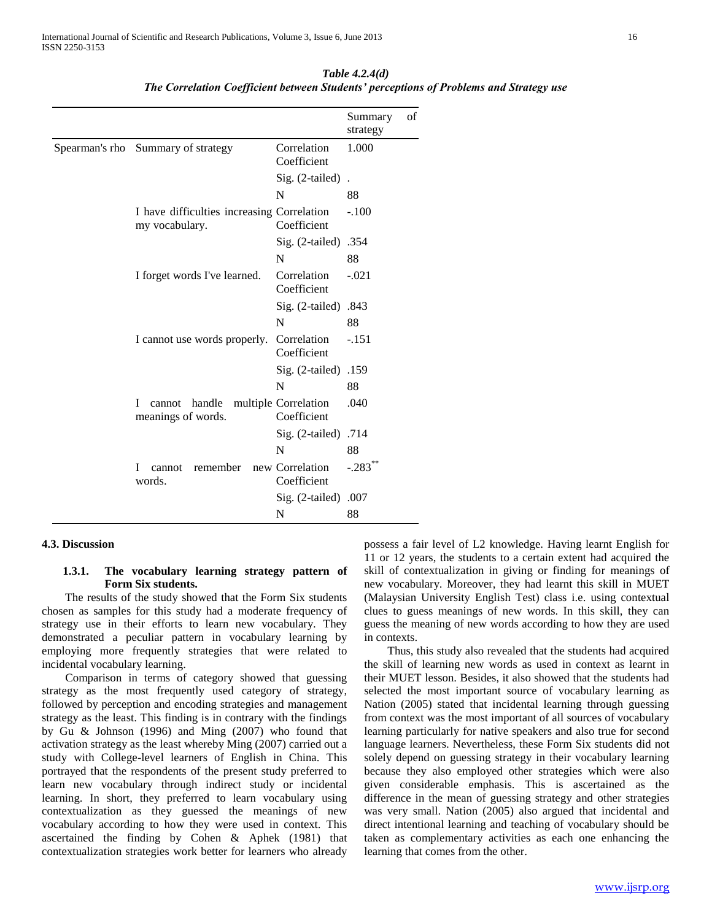*Table 4.2.4(d)*
*The Correlation Coefficient between Students' perceptions of Problems and Strategy use*

| | | | Summary of strategy |
|---|---|---|---|
| Spearman's rho | Summary of strategy | Correlation Coefficient | 1.000 |
| | | Sig. (2-tailed) | . |
| | | N | 88 |
| | I have difficulties increasing my vocabulary. | Correlation Coefficient | -.100 |
| | | Sig. (2-tailed) | .354 |
| | | N | 88 |
| | I forget words I've learned. | Correlation Coefficient | -.021 |
| | | Sig. (2-tailed) | .843 |
| | | N | 88 |
| | I cannot use words properly. | Correlation Coefficient | -.151 |
| | | Sig. (2-tailed) | .159 |
| | | N | 88 |
| | I cannot handle multiple meanings of words. | Correlation Coefficient | .040 |
| | | Sig. (2-tailed) | .714 |
| | | N | 88 |
| | I cannot remember new words. | Correlation Coefficient | -.283** |
| | | Sig. (2-tailed) | .007 |
| | | N | 88 |

#### 4.3. Discussion

##### 1.3.1. The vocabulary learning strategy pattern of Form Six students.

The results of the study showed that the Form Six students chosen as samples for this study had a moderate frequency of strategy use in their efforts to learn new vocabulary. They demonstrated a peculiar pattern in vocabulary learning by employing more frequently strategies that were related to incidental vocabulary learning.

Comparison in terms of category showed that guessing strategy as the most frequently used category of strategy, followed by perception and encoding strategies and management strategy as the least. This finding is in contrary with the findings by Gu & Johnson (1996) and Ming (2007) who found that activation strategy as the least whereby Ming (2007) carried out a study with College-level learners of English in China. This portrayed that the respondents of the present study preferred to learn new vocabulary through indirect study or incidental learning. In short, they preferred to learn vocabulary using contextualization as they guessed the meanings of new vocabulary according to how they were used in context. This ascertained the finding by Cohen & Aphek (1981) that contextualization strategies work better for learners who already possess a fair level of L2 knowledge. Having learnt English for 11 or 12 years, the students to a certain extent had acquired the skill of contextualization in giving or finding for meanings of new vocabulary. Moreover, they had learnt this skill in MUET (Malaysian University English Test) class i.e. using contextual clues to guess meanings of new words. In this skill, they can guess the meaning of new words according to how they are used in contexts.

Thus, this study also revealed that the students had acquired the skill of learning new words as used in context as learnt in their MUET lesson. Besides, it also showed that the students had selected the most important source of vocabulary learning as Nation (2005) stated that incidental learning through guessing from context was the most important of all sources of vocabulary learning particularly for native speakers and also true for second language learners. Nevertheless, these Form Six students did not solely depend on guessing strategy in their vocabulary learning because they also employed other strategies which were also given considerable emphasis. This is ascertained as the difference in the mean of guessing strategy and other strategies was very small. Nation (2005) also argued that incidental and direct intentional learning and teaching of vocabulary should be taken as complementary activities as each one enhancing the learning that comes from the other.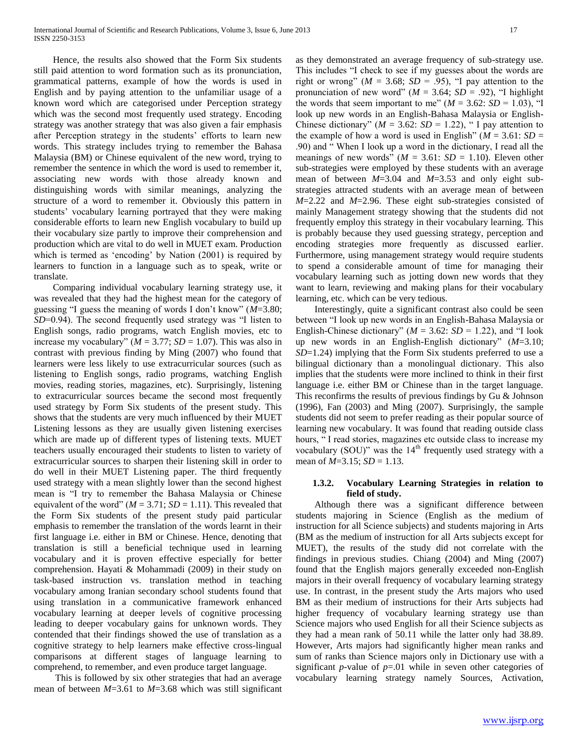Hence, the results also showed that the Form Six students still paid attention to word formation such as its pronunciation, grammatical patterns, example of how the words is used in English and by paying attention to the unfamiliar usage of a known word which are categorised under Perception strategy which was the second most frequently used strategy. Encoding strategy was another strategy that was also given a fair emphasis after Perception strategy in the students' efforts to learn new words. This strategy includes trying to remember the Bahasa Malaysia (BM) or Chinese equivalent of the new word, trying to remember the sentence in which the word is used to remember it, associating new words with those already known and distinguishing words with similar meanings, analyzing the structure of a word to remember it. Obviously this pattern in students' vocabulary learning portrayed that they were making considerable efforts to learn new English vocabulary to build up their vocabulary size partly to improve their comprehension and production which are vital to do well in MUET exam. Production which is termed as 'encoding' by Nation (2001) is required by learners to function in a language such as to speak, write or translate.

Comparing individual vocabulary learning strategy use, it was revealed that they had the highest mean for the category of guessing "I guess the meaning of words I don't know" (*M*=3.80; *SD*=0.94). The second frequently used strategy was "I listen to English songs, radio programs, watch English movies, etc to increase my vocabulary" (*M* = 3.77; *SD* = 1.07). This was also in contrast with previous finding by Ming (2007) who found that learners were less likely to use extracurricular sources (such as listening to English songs, radio programs, watching English movies, reading stories, magazines, etc). Surprisingly, listening to extracurricular sources became the second most frequently used strategy by Form Six students of the present study. This shows that the students are very much influenced by their MUET Listening lessons as they are usually given listening exercises which are made up of different types of listening texts. MUET teachers usually encouraged their students to listen to variety of extracurricular sources to sharpen their listening skill in order to do well in their MUET Listening paper. The third frequently used strategy with a mean slightly lower than the second highest mean is "I try to remember the Bahasa Malaysia or Chinese equivalent of the word" (*M* = 3.71; *SD* = 1.11). This revealed that the Form Six students of the present study paid particular emphasis to remember the translation of the words learnt in their first language i.e. either in BM or Chinese. Hence, denoting that translation is still a beneficial technique used in learning vocabulary and it is proven effective especially for better comprehension. Hayati & Mohammadi (2009) in their study on task-based instruction vs. translation method in teaching vocabulary among Iranian secondary school students found that using translation in a communicative framework enhanced vocabulary learning at deeper levels of cognitive processing leading to deeper vocabulary gains for unknown words. They contended that their findings showed the use of translation as a cognitive strategy to help learners make effective cross-lingual comparisons at different stages of language learning to comprehend, to remember, and even produce target language.

This is followed by six other strategies that had an average mean of between *M*=3.61 to *M*=3.68 which was still significant as they demonstrated an average frequency of sub-strategy use. This includes "I check to see if my guesses about the words are right or wrong" (*M* = 3.68; *SD* = .95), "I pay attention to the pronunciation of new word" (*M* = 3.64; *SD* = .92), "I highlight the words that seem important to me" (*M* = 3.62: *SD* = 1.03), "I look up new words in an English-Bahasa Malaysia or English-Chinese dictionary" (*M* = 3.62: *SD* = 1.22), " I pay attention to the example of how a word is used in English" (*M* = 3.61: *SD* = .90) and " When I look up a word in the dictionary, I read all the meanings of new words" (*M* = 3.61: *SD* = 1.10). Eleven other sub-strategies were employed by these students with an average mean of between *M*=3.04 and *M*=3.53 and only eight sub-strategies attracted students with an average mean of between *M*=2.22 and *M*=2.96. These eight sub-strategies consisted of mainly Management strategy showing that the students did not frequently employ this strategy in their vocabulary learning. This is probably because they used guessing strategy, perception and encoding strategies more frequently as discussed earlier. Furthermore, using management strategy would require students to spend a considerable amount of time for managing their vocabulary learning such as jotting down new words that they want to learn, reviewing and making plans for their vocabulary learning, etc. which can be very tedious.

Interestingly, quite a significant contrast also could be seen between "I look up new words in an English-Bahasa Malaysia or English-Chinese dictionary" (*M* = 3.62: *SD* = 1.22), and "I look up new words in an English-English dictionary" (*M*=3.10; *SD*=1.24) implying that the Form Six students preferred to use a bilingual dictionary than a monolingual dictionary. This also implies that the students were more inclined to think in their first language i.e. either BM or Chinese than in the target language. This reconfirms the results of previous findings by Gu & Johnson (1996), Fan (2003) and Ming (2007). Surprisingly, the sample students did not seem to prefer reading as their popular source of learning new vocabulary. It was found that reading outside class hours, " I read stories, magazines etc outside class to increase my vocabulary (SOU)" was the 14th frequently used strategy with a mean of *M*=3.15; *SD* = 1.13.

### 1.3.2. Vocabulary Learning Strategies in relation to field of study.

Although there was a significant difference between students majoring in Science (English as the medium of instruction for all Science subjects) and students majoring in Arts (BM as the medium of instruction for all Arts subjects except for MUET), the results of the study did not correlate with the findings in previous studies. Chiang (2004) and Ming (2007) found that the English majors generally exceeded non-English majors in their overall frequency of vocabulary learning strategy use. In contrast, in the present study the Arts majors who used BM as their medium of instructions for their Arts subjects had higher frequency of vocabulary learning strategy use than Science majors who used English for all their Science subjects as they had a mean rank of 50.11 while the latter only had 38.89. However, Arts majors had significantly higher mean ranks and sum of ranks than Science majors only in Dictionary use with a significant *p*-value of $p$=.01 while in seven other categories of vocabulary learning strategy namely Sources, Activation,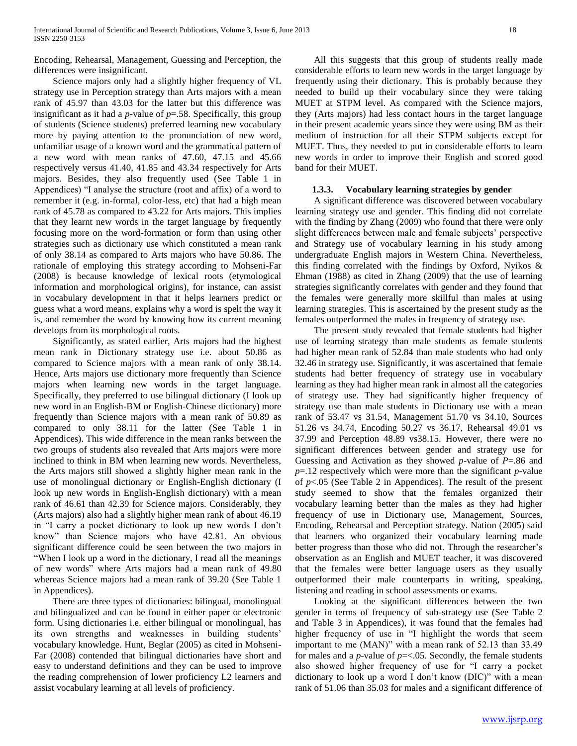Encoding, Rehearsal, Management, Guessing and Perception, the differences were insignificant.

Science majors only had a slightly higher frequency of VL strategy use in Perception strategy than Arts majors with a mean rank of 45.97 than 43.03 for the latter but this difference was insignificant as it had a *p*-value of *p*=.58. Specifically, this group of students (Science students) preferred learning new vocabulary more by paying attention to the pronunciation of new word, unfamiliar usage of a known word and the grammatical pattern of a new word with mean ranks of 47.60, 47.15 and 45.66 respectively versus 41.40, 41.85 and 43.34 respectively for Arts majors. Besides, they also frequently used (See Table 1 in Appendices) "I analyse the structure (root and affix) of a word to remember it (e.g. in-formal, color-less, etc) that had a high mean rank of 45.78 as compared to 43.22 for Arts majors. This implies that they learnt new words in the target language by frequently focusing more on the word-formation or form than using other strategies such as dictionary use which constituted a mean rank of only 38.14 as compared to Arts majors who have 50.86. The rationale of employing this strategy according to Mohseni-Far (2008) is because knowledge of lexical roots (etymological information and morphological origins), for instance, can assist in vocabulary development in that it helps learners predict or guess what a word means, explains why a word is spelt the way it is, and remember the word by knowing how its current meaning develops from its morphological roots.

Significantly, as stated earlier, Arts majors had the highest mean rank in Dictionary strategy use i.e. about 50.86 as compared to Science majors with a mean rank of only 38.14. Hence, Arts majors use dictionary more frequently than Science majors when learning new words in the target language. Specifically, they preferred to use bilingual dictionary (I look up new word in an English-BM or English-Chinese dictionary) more frequently than Science majors with a mean rank of 50.89 as compared to only 38.11 for the latter (See Table 1 in Appendices). This wide difference in the mean ranks between the two groups of students also revealed that Arts majors were more inclined to think in BM when learning new words. Nevertheless, the Arts majors still showed a slightly higher mean rank in the use of monolingual dictionary or English-English dictionary (I look up new words in English-English dictionary) with a mean rank of 46.61 than 42.39 for Science majors. Considerably, they (Arts majors) also had a slightly higher mean rank of about 46.19 in "I carry a pocket dictionary to look up new words I don't know" than Science majors who have 42.81. An obvious significant difference could be seen between the two majors in "When I look up a word in the dictionary, I read all the meanings of new words" where Arts majors had a mean rank of 49.80 whereas Science majors had a mean rank of 39.20 (See Table 1 in Appendices).

There are three types of dictionaries: bilingual, monolingual and bilingualized and can be found in either paper or electronic form. Using dictionaries i.e. either bilingual or monolingual, has its own strengths and weaknesses in building students' vocabulary knowledge. Hunt, Beglar (2005) as cited in Mohseni-Far (2008) contended that bilingual dictionaries have short and easy to understand definitions and they can be used to improve the reading comprehension of lower proficiency L2 learners and assist vocabulary learning at all levels of proficiency.

All this suggests that this group of students really made considerable efforts to learn new words in the target language by frequently using their dictionary. This is probably because they needed to build up their vocabulary since they were taking MUET at STPM level. As compared with the Science majors, they (Arts majors) had less contact hours in the target language in their present academic years since they were using BM as their medium of instruction for all their STPM subjects except for MUET. Thus, they needed to put in considerable efforts to learn new words in order to improve their English and scored good band for their MUET.

### 1.3.3. Vocabulary learning strategies by gender

A significant difference was discovered between vocabulary learning strategy use and gender. This finding did not correlate with the finding by Zhang (2009) who found that there were only slight differences between male and female subjects' perspective and Strategy use of vocabulary learning in his study among undergraduate English majors in Western China. Nevertheless, this finding correlated with the findings by Oxford, Nyikos & Ehman (1988) as cited in Zhang (2009) that the use of learning strategies significantly correlates with gender and they found that the females were generally more skillful than males at using learning strategies. This is ascertained by the present study as the females outperformed the males in frequency of strategy use.

The present study revealed that female students had higher use of learning strategy than male students as female students had higher mean rank of 52.84 than male students who had only 32.46 in strategy use. Significantly, it was ascertained that female students had better frequency of strategy use in vocabulary learning as they had higher mean rank in almost all the categories of strategy use. They had significantly higher frequency of strategy use than male students in Dictionary use with a mean rank of 53.47 vs 31.54, Management 51.70 vs 34.10, Sources 51.26 vs 34.74, Encoding 50.27 vs 36.17, Rehearsal 49.01 vs 37.99 and Perception 48.89 vs38.15. However, there were no significant differences between gender and strategy use for Guessing and Activation as they showed *p*-value of *P*=.86 and *p*=.12 respectively which were more than the significant *p*-value of *p*<.05 (See Table 2 in Appendices). The result of the present study seemed to show that the females organized their vocabulary learning better than the males as they had higher frequency of use in Dictionary use, Management, Sources, Encoding, Rehearsal and Perception strategy. Nation (2005) said that learners who organized their vocabulary learning made better progress than those who did not. Through the researcher's observation as an English and MUET teacher, it was discovered that the females were better language users as they usually outperformed their male counterparts in writing, speaking, listening and reading in school assessments or exams.

Looking at the significant differences between the two gender in terms of frequency of sub-strategy use (See Table 2 and Table 3 in Appendices), it was found that the females had higher frequency of use in "I highlight the words that seem important to me (MAN)" with a mean rank of 52.13 than 33.49 for males and a *p*-value of *p*=<.05. Secondly, the female students also showed higher frequency of use for "I carry a pocket dictionary to look up a word I don't know (DIC)" with a mean rank of 51.06 than 35.03 for males and a significant difference of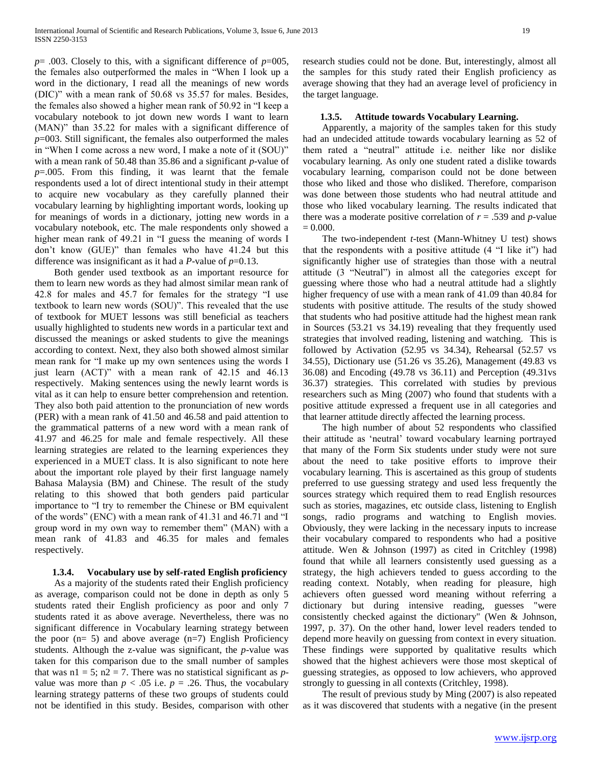$p = .003$. Closely to this, with a significant difference of $p$=005, the females also outperformed the males in "When I look up a word in the dictionary, I read all the meanings of new words (DIC)" with a mean rank of 50.68 vs 35.57 for males. Besides, the females also showed a higher mean rank of 50.92 in "I keep a vocabulary notebook to jot down new words I want to learn (MAN)" than 35.22 for males with a significant difference of $p$=003. Still significant, the females also outperformed the males in "When I come across a new word, I make a note of it (SOU)" with a mean rank of 50.48 than 35.86 and a significant $p$-value of $p$=.005. From this finding, it was learnt that the female respondents used a lot of direct intentional study in their attempt to acquire new vocabulary as they carefully planned their vocabulary learning by highlighting important words, looking up for meanings of words in a dictionary, jotting new words in a vocabulary notebook, etc. The male respondents only showed a higher mean rank of 49.21 in "I guess the meaning of words I don't know (GUE)" than females who have 41.24 but this difference was insignificant as it had a $P$-value of $p$=0.13.

Both gender used textbook as an important resource for them to learn new words as they had almost similar mean rank of 42.8 for males and 45.7 for females for the strategy "I use textbook to learn new words (SOU)". This revealed that the use of textbook for MUET lessons was still beneficial as teachers usually highlighted to students new words in a particular text and discussed the meanings or asked students to give the meanings according to context. Next, they also both showed almost similar mean rank for "I make up my own sentences using the words I just learn (ACT)" with a mean rank of 42.15 and 46.13 respectively. Making sentences using the newly learnt words is vital as it can help to ensure better comprehension and retention. They also both paid attention to the pronunciation of new words (PER) with a mean rank of 41.50 and 46.58 and paid attention to the grammatical patterns of a new word with a mean rank of 41.97 and 46.25 for male and female respectively. All these learning strategies are related to the learning experiences they experienced in a MUET class. It is also significant to note here about the important role played by their first language namely Bahasa Malaysia (BM) and Chinese. The result of the study relating to this showed that both genders paid particular importance to "I try to remember the Chinese or BM equivalent of the words" (ENC) with a mean rank of 41.31 and 46.71 and "I group word in my own way to remember them" (MAN) with a mean rank of 41.83 and 46.35 for males and females respectively.

### 1.3.4. Vocabulary use by self-rated English proficiency

As a majority of the students rated their English proficiency as average, comparison could not be done in depth as only 5 students rated their English proficiency as poor and only 7 students rated it as above average. Nevertheless, there was no significant difference in Vocabulary learning strategy between the poor (n= 5) and above average (n=7) English Proficiency students. Although the z-value was significant, the $p$-value was taken for this comparison due to the small number of samples that was $n1 = 5$; $n2 = 7$. There was no statistical significant as $p$-value was more than $p < .05$ i.e. $p = .26$. Thus, the vocabulary learning strategy patterns of these two groups of students could not be identified in this study. Besides, comparison with other research studies could not be done. But, interestingly, almost all the samples for this study rated their English proficiency as average showing that they had an average level of proficiency in the target language.

### 1.3.5. Attitude towards Vocabulary Learning.

Apparently, a majority of the samples taken for this study had an undecided attitude towards vocabulary learning as 52 of them rated a "neutral" attitude i.e. neither like nor dislike vocabulary learning. As only one student rated a dislike towards vocabulary learning, comparison could not be done between those who liked and those who disliked. Therefore, comparison was done between those students who had neutral attitude and those who liked vocabulary learning. The results indicated that there was a moderate positive correlation of $r = .539$ and $p$-value $= 0.000$.

The two-independent $t$-test (Mann-Whitney U test) shows that the respondents with a positive attitude (4 "I like it") had significantly higher use of strategies than those with a neutral attitude (3 "Neutral") in almost all the categories except for guessing where those who had a neutral attitude had a slightly higher frequency of use with a mean rank of 41.09 than 40.84 for students with positive attitude. The results of the study showed that students who had positive attitude had the highest mean rank in Sources (53.21 vs 34.19) revealing that they frequently used strategies that involved reading, listening and watching. This is followed by Activation (52.95 vs 34.34), Rehearsal (52.57 vs 34.55), Dictionary use (51.26 vs 35.26), Management (49.83 vs 36.08) and Encoding (49.78 vs 36.11) and Perception (49.31vs 36.37) strategies. This correlated with studies by previous researchers such as Ming (2007) who found that students with a positive attitude expressed a frequent use in all categories and that learner attitude directly affected the learning process.

The high number of about 52 respondents who classified their attitude as 'neutral' toward vocabulary learning portrayed that many of the Form Six students under study were not sure about the need to take positive efforts to improve their vocabulary learning. This is ascertained as this group of students preferred to use guessing strategy and used less frequently the sources strategy which required them to read English resources such as stories, magazines, etc outside class, listening to English songs, radio programs and watching to English movies. Obviously, they were lacking in the necessary inputs to increase their vocabulary compared to respondents who had a positive attitude. Wen & Johnson (1997) as cited in Critchley (1998) found that while all learners consistently used guessing as a strategy, the high achievers tended to guess according to the reading context. Notably, when reading for pleasure, high achievers often guessed word meaning without referring a dictionary but during intensive reading, guesses "were consistently checked against the dictionary" (Wen & Johnson, 1997, p. 37). On the other hand, lower level readers tended to depend more heavily on guessing from context in every situation. These findings were supported by qualitative results which showed that the highest achievers were those most skeptical of guessing strategies, as opposed to low achievers, who approved strongly to guessing in all contexts (Critchley, 1998).

The result of previous study by Ming (2007) is also repeated as it was discovered that students with a negative (in the present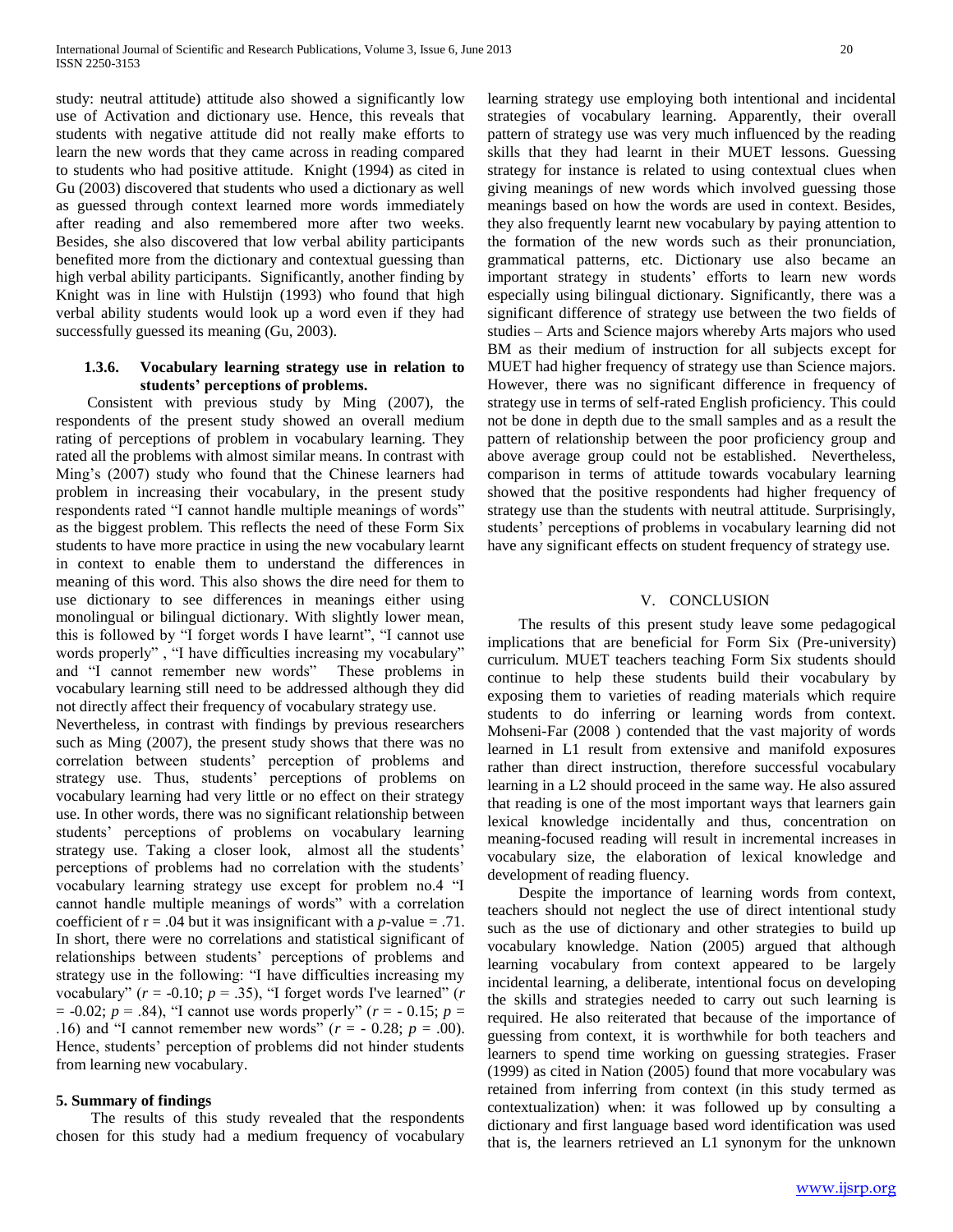study: neutral attitude) attitude also showed a significantly low use of Activation and dictionary use. Hence, this reveals that students with negative attitude did not really make efforts to learn the new words that they came across in reading compared to students who had positive attitude. Knight (1994) as cited in Gu (2003) discovered that students who used a dictionary as well as guessed through context learned more words immediately after reading and also remembered more after two weeks. Besides, she also discovered that low verbal ability participants benefited more from the dictionary and contextual guessing than high verbal ability participants. Significantly, another finding by Knight was in line with Hulstijn (1993) who found that high verbal ability students would look up a word even if they had successfully guessed its meaning (Gu, 2003).

### 1.3.6. Vocabulary learning strategy use in relation to students' perceptions of problems.

Consistent with previous study by Ming (2007), the respondents of the present study showed an overall medium rating of perceptions of problem in vocabulary learning. They rated all the problems with almost similar means. In contrast with Ming's (2007) study who found that the Chinese learners had problem in increasing their vocabulary, in the present study respondents rated "I cannot handle multiple meanings of words" as the biggest problem. This reflects the need of these Form Six students to have more practice in using the new vocabulary learnt in context to enable them to understand the differences in meaning of this word. This also shows the dire need for them to use dictionary to see differences in meanings either using monolingual or bilingual dictionary. With slightly lower mean, this is followed by "I forget words I have learnt", "I cannot use words properly" , "I have difficulties increasing my vocabulary" and "I cannot remember new words" These problems in vocabulary learning still need to be addressed although they did not directly affect their frequency of vocabulary strategy use.

Nevertheless, in contrast with findings by previous researchers such as Ming (2007), the present study shows that there was no correlation between students' perception of problems and strategy use. Thus, students' perceptions of problems on vocabulary learning had very little or no effect on their strategy use. In other words, there was no significant relationship between students' perceptions of problems on vocabulary learning strategy use. Taking a closer look, almost all the students' perceptions of problems had no correlation with the students' vocabulary learning strategy use except for problem no.4 "I cannot handle multiple meanings of words" with a correlation coefficient of $r = .04$ but it was insignificant with a $p$-value = .71. In short, there were no correlations and statistical significant of relationships between students' perceptions of problems and strategy use in the following: "I have difficulties increasing my vocabulary" ($r$ = -0.10; $p$ = .35), "I forget words I've learned" ($r$ = -0.02; $p$ = .84), "I cannot use words properly" ($r$ = - 0.15; $p$ = .16) and "I cannot remember new words" ($r$ = - 0.28; $p$ = .00). Hence, students' perception of problems did not hinder students from learning new vocabulary.

### 5. Summary of findings

The results of this study revealed that the respondents chosen for this study had a medium frequency of vocabulary learning strategy use employing both intentional and incidental strategies of vocabulary learning. Apparently, their overall pattern of strategy use was very much influenced by the reading skills that they had learnt in their MUET lessons. Guessing strategy for instance is related to using contextual clues when giving meanings of new words which involved guessing those meanings based on how the words are used in context. Besides, they also frequently learnt new vocabulary by paying attention to the formation of the new words such as their pronunciation, grammatical patterns, etc. Dictionary use also became an important strategy in students' efforts to learn new words especially using bilingual dictionary. Significantly, there was a significant difference of strategy use between the two fields of studies – Arts and Science majors whereby Arts majors who used BM as their medium of instruction for all subjects except for MUET had higher frequency of strategy use than Science majors. However, there was no significant difference in frequency of strategy use in terms of self-rated English proficiency. This could not be done in depth due to the small samples and as a result the pattern of relationship between the poor proficiency group and above average group could not be established. Nevertheless, comparison in terms of attitude towards vocabulary learning showed that the positive respondents had higher frequency of strategy use than the students with neutral attitude. Surprisingly, students' perceptions of problems in vocabulary learning did not have any significant effects on student frequency of strategy use.

## V. CONCLUSION

The results of this present study leave some pedagogical implications that are beneficial for Form Six (Pre-university) curriculum. MUET teachers teaching Form Six students should continue to help these students build their vocabulary by exposing them to varieties of reading materials which require students to do inferring or learning words from context. Mohseni-Far (2008 ) contended that the vast majority of words learned in L1 result from extensive and manifold exposures rather than direct instruction, therefore successful vocabulary learning in a L2 should proceed in the same way. He also assured that reading is one of the most important ways that learners gain lexical knowledge incidentally and thus, concentration on meaning-focused reading will result in incremental increases in vocabulary size, the elaboration of lexical knowledge and development of reading fluency.

Despite the importance of learning words from context, teachers should not neglect the use of direct intentional study such as the use of dictionary and other strategies to build up vocabulary knowledge. Nation (2005) argued that although learning vocabulary from context appeared to be largely incidental learning, a deliberate, intentional focus on developing the skills and strategies needed to carry out such learning is required. He also reiterated that because of the importance of guessing from context, it is worthwhile for both teachers and learners to spend time working on guessing strategies. Fraser (1999) as cited in Nation (2005) found that more vocabulary was retained from inferring from context (in this study termed as contextualization) when: it was followed up by consulting a dictionary and first language based word identification was used that is, the learners retrieved an L1 synonym for the unknown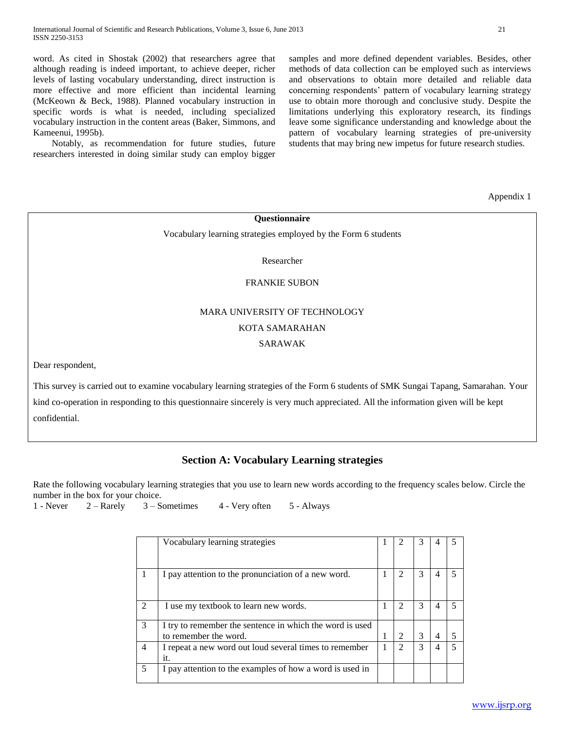word. As cited in Shostak (2002) that researchers agree that although reading is indeed important, to achieve deeper, richer levels of lasting vocabulary understanding, direct instruction is more effective and more efficient than incidental learning (McKeown & Beck, 1988). Planned vocabulary instruction in specific words is what is needed, including specialized vocabulary instruction in the content areas (Baker, Simmons, and Kameenui, 1995b).

Notably, as recommendation for future studies, future researchers interested in doing similar study can employ bigger samples and more defined dependent variables. Besides, other methods of data collection can be employed such as interviews and observations to obtain more detailed and reliable data concerning respondents' pattern of vocabulary learning strategy use to obtain more thorough and conclusive study. Despite the limitations underlying this exploratory research, its findings leave some significance understanding and knowledge about the pattern of vocabulary learning strategies of pre-university students that may bring new impetus for future research studies.

Appendix 1

**Questionnaire**

Vocabulary learning strategies employed by the Form 6 students

Researcher

FRANKIE SUBON

MARA UNIVERSITY OF TECHNOLOGY

KOTA SAMARAHAN

SARAWAK

Dear respondent,

This survey is carried out to examine vocabulary learning strategies of the Form 6 students of SMK Sungai Tapang, Samarahan. Your kind co-operation in responding to this questionnaire sincerely is very much appreciated. All the information given will be kept confidential.

## Section A: Vocabulary Learning strategies

Rate the following vocabulary learning strategies that you use to learn new words according to the frequency scales below. Circle the number in the box for your choice.

1 - Never  2 – Rarely  3 – Sometimes  4 - Very often  5 - Always

| | Vocabulary learning strategies | 1 | 2 | 3 | 4 | 5 |
|---|---|---|---|---|---|---|
| 1 | I pay attention to the pronunciation of a new word. | 1 | 2 | 3 | 4 | 5 |
| 2 | I use my textbook to learn new words. | 1 | 2 | 3 | 4 | 5 |
| 3 | I try to remember the sentence in which the word is used to remember the word. | 1 | 2 | 3 | 4 | 5 |
| 4 | I repeat a new word out loud several times to remember it. | 1 | 2 | 3 | 4 | 5 |
| 5 | I pay attention to the examples of how a word is used in | | | | | |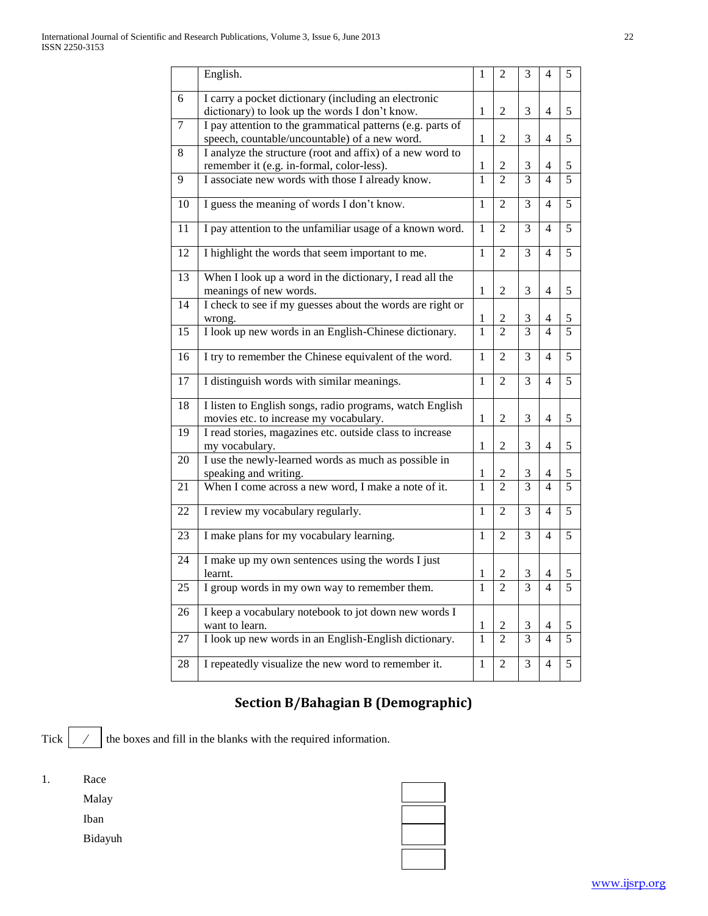|  | English. | 1 | 2 | 3 | 4 | 5 |
|---|---|---|---|---|---|---|
| 6 | I carry a pocket dictionary (including an electronic dictionary) to look up the words I don't know. | 1 | 2 | 3 | 4 | 5 |
| 7 | I pay attention to the grammatical patterns (e.g. parts of speech, countable/uncountable) of a new word. | 1 | 2 | 3 | 4 | 5 |
| 8 | I analyze the structure (root and affix) of a new word to remember it (e.g. in-formal, color-less). | 1 | 2 | 3 | 4 | 5 |
| 9 | I associate new words with those I already know. | 1 | 2 | 3 | 4 | 5 |
| 10 | I guess the meaning of words I don't know. | 1 | 2 | 3 | 4 | 5 |
| 11 | I pay attention to the unfamiliar usage of a known word. | 1 | 2 | 3 | 4 | 5 |
| 12 | I highlight the words that seem important to me. | 1 | 2 | 3 | 4 | 5 |
| 13 | When I look up a word in the dictionary, I read all the meanings of new words. | 1 | 2 | 3 | 4 | 5 |
| 14 | I check to see if my guesses about the words are right or wrong. | 1 | 2 | 3 | 4 | 5 |
| 15 | I look up new words in an English-Chinese dictionary. | 1 | 2 | 3 | 4 | 5 |
| 16 | I try to remember the Chinese equivalent of the word. | 1 | 2 | 3 | 4 | 5 |
| 17 | I distinguish words with similar meanings. | 1 | 2 | 3 | 4 | 5 |
| 18 | I listen to English songs, radio programs, watch English movies etc. to increase my vocabulary. | 1 | 2 | 3 | 4 | 5 |
| 19 | I read stories, magazines etc. outside class to increase my vocabulary. | 1 | 2 | 3 | 4 | 5 |
| 20 | I use the newly-learned words as much as possible in speaking and writing. | 1 | 2 | 3 | 4 | 5 |
| 21 | When I come across a new word, I make a note of it. | 1 | 2 | 3 | 4 | 5 |
| 22 | I review my vocabulary regularly. | 1 | 2 | 3 | 4 | 5 |
| 23 | I make plans for my vocabulary learning. | 1 | 2 | 3 | 4 | 5 |
| 24 | I make up my own sentences using the words I just learnt. | 1 | 2 | 3 | 4 | 5 |
| 25 | I group words in my own way to remember them. | 1 | 2 | 3 | 4 | 5 |
| 26 | I keep a vocabulary notebook to jot down new words I want to learn. | 1 | 2 | 3 | 4 | 5 |
| 27 | I look up new words in an English-English dictionary. | 1 | 2 | 3 | 4 | 5 |
| 28 | I repeatedly visualize the new word to remember it. | 1 | 2 | 3 | 4 | 5 |

## Section B/Bahagian B (Demographic)

Tick [ / ] the boxes and fill in the blanks with the required information.

1. Race

   Malay [ ]

   Iban [ ]

   Bidayuh [ ]

   [ ]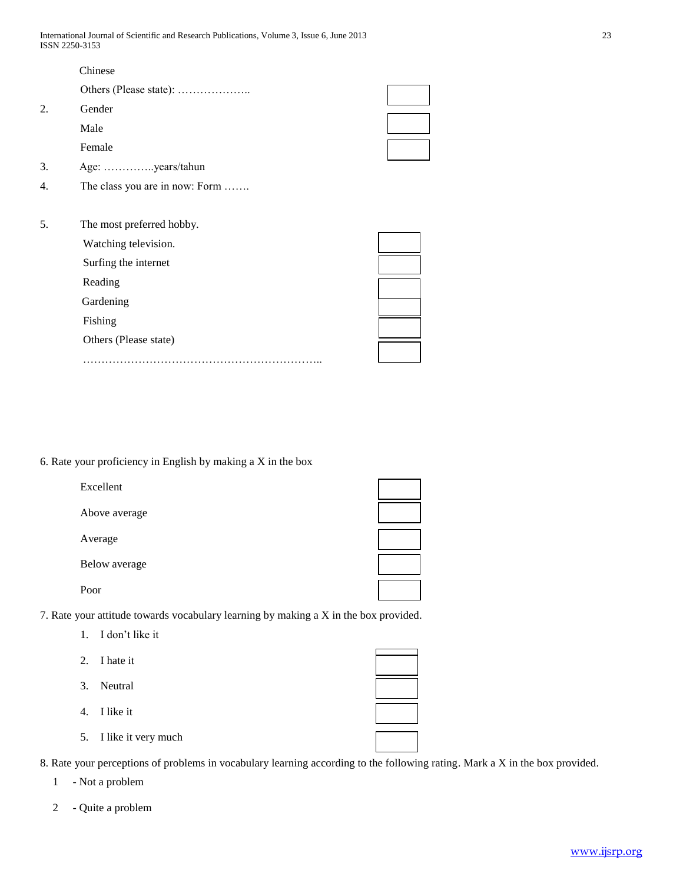Chinese

Others (Please state): ………………..

2. Gender

Male

Female

3. Age: …………..years/tahun

4. The class you are in now: Form …….

5. The most preferred hobby.

Watching television.

Surfing the internet

Reading

Gardening

Fishing

Others (Please state)

………………………………………………………..

6. Rate your proficiency in English by making a X in the box

Excellent

Above average

Average

Below average

Poor

7. Rate your attitude towards vocabulary learning by making a X in the box provided.

1. I don't like it
2. I hate it
3. Neutral
4. I like it
5. I like it very much

8. Rate your perceptions of problems in vocabulary learning according to the following rating. Mark a X in the box provided.

1 - Not a problem

2 - Quite a problem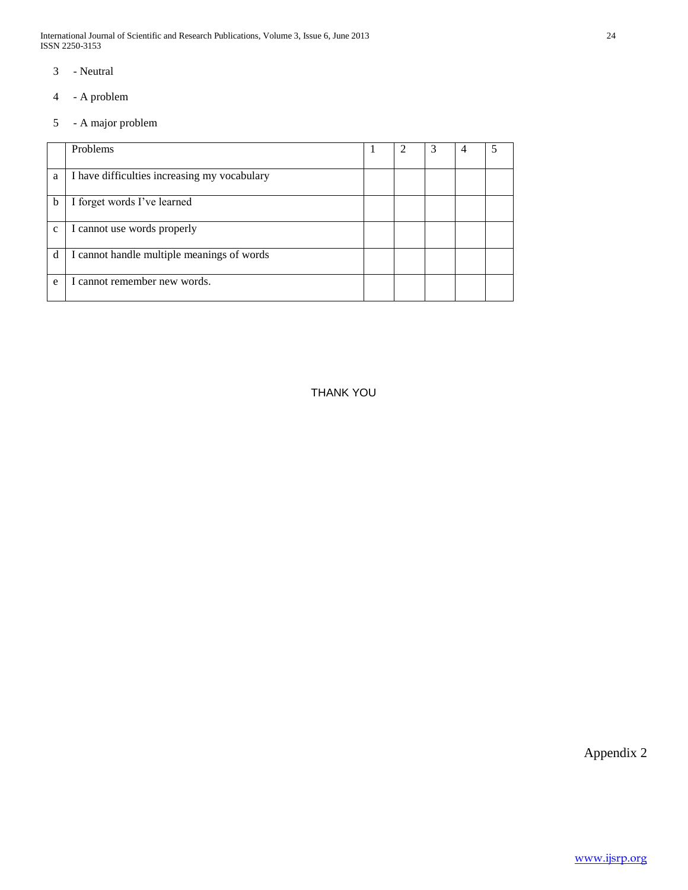3 - Neutral

4 - A problem

5 - A major problem

| | Problems | 1 | 2 | 3 | 4 | 5 |
|---|---|---|---|---|---|---|
| a | I have difficulties increasing my vocabulary | | | | | |
| b | I forget words I've learned | | | | | |
| c | I cannot use words properly | | | | | |
| d | I cannot handle multiple meanings of words | | | | | |
| e | I cannot remember new words. | | | | | |

THANK YOU

Appendix 2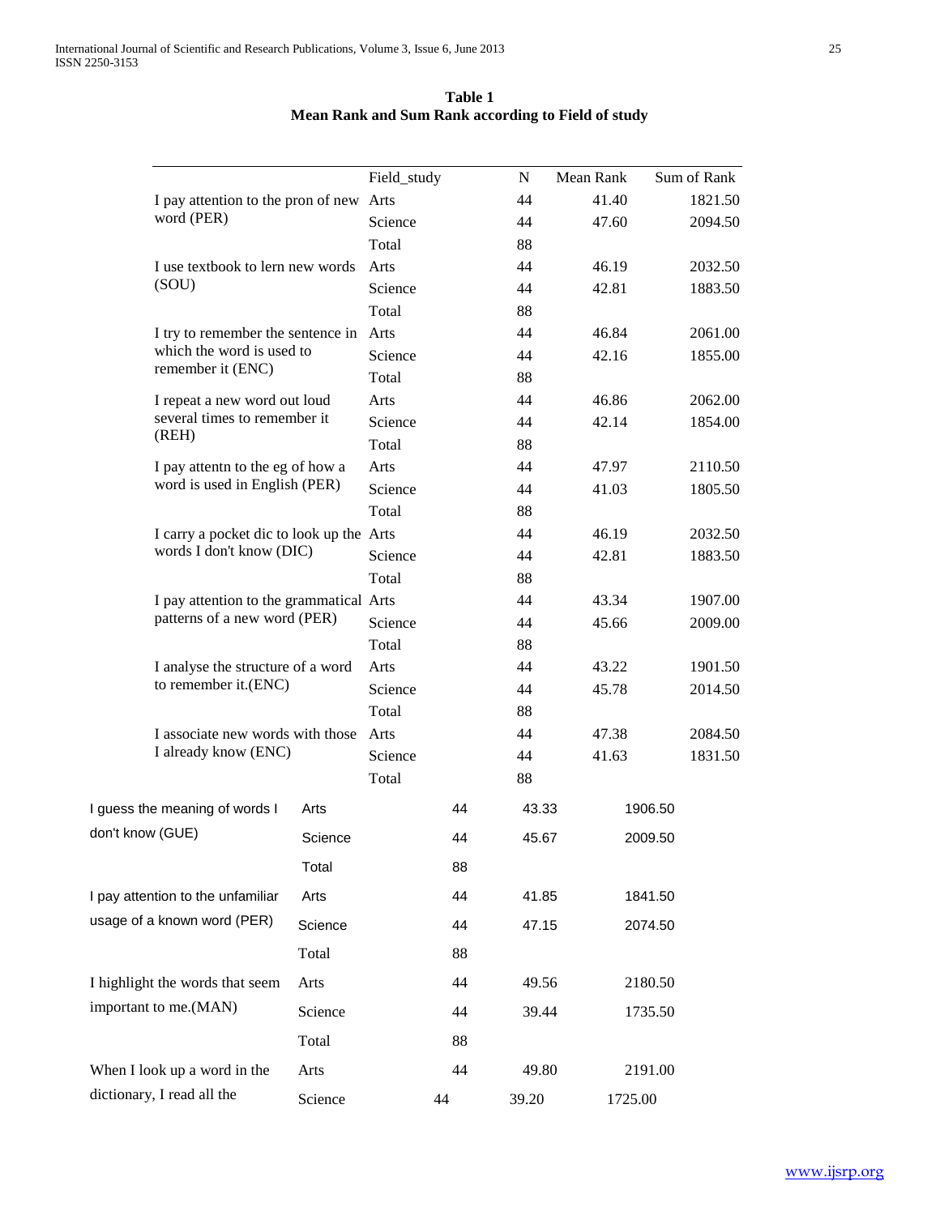**Table 1**
**Mean Rank and Sum Rank according to Field of study**

| | Field_study | N | Mean Rank | Sum of Rank |
|---|---|---|---|---|
| I pay attention to the pron of new word (PER) | Arts | 44 | 41.40 | 1821.50 |
| | Science | 44 | 47.60 | 2094.50 |
| | Total | 88 | | |
| I use textbook to lern new words (SOU) | Arts | 44 | 46.19 | 2032.50 |
| | Science | 44 | 42.81 | 1883.50 |
| | Total | 88 | | |
| I try to remember the sentence in which the word is used to remember it (ENC) | Arts | 44 | 46.84 | 2061.00 |
| | Science | 44 | 42.16 | 1855.00 |
| | Total | 88 | | |
| I repeat a new word out loud several times to remember it (REH) | Arts | 44 | 46.86 | 2062.00 |
| | Science | 44 | 42.14 | 1854.00 |
| | Total | 88 | | |
| I pay attentn to the eg of how a word is used in English (PER) | Arts | 44 | 47.97 | 2110.50 |
| | Science | 44 | 41.03 | 1805.50 |
| | Total | 88 | | |
| I carry a pocket dic to look up the words I don't know (DIC) | Arts | 44 | 46.19 | 2032.50 |
| | Science | 44 | 42.81 | 1883.50 |
| | Total | 88 | | |
| I pay attention to the grammatical patterns of a new word (PER) | Arts | 44 | 43.34 | 1907.00 |
| | Science | 44 | 45.66 | 2009.00 |
| | Total | 88 | | |
| I analyse the structure of a word to remember it.(ENC) | Arts | 44 | 43.22 | 1901.50 |
| | Science | 44 | 45.78 | 2014.50 |
| | Total | 88 | | |
| I associate new words with those I already know (ENC) | Arts | 44 | 47.38 | 2084.50 |
| | Science | 44 | 41.63 | 1831.50 |
| | Total | 88 | | |
| I guess the meaning of words I don't know (GUE) | Arts | 44 | 43.33 | 1906.50 |
| | Science | 44 | 45.67 | 2009.50 |
| | Total | 88 | | |
| I pay attention to the unfamiliar usage of a known word (PER) | Arts | 44 | 41.85 | 1841.50 |
| | Science | 44 | 47.15 | 2074.50 |
| | Total | 88 | | |
| I highlight the words that seem important to me.(MAN) | Arts | 44 | 49.56 | 2180.50 |
| | Science | 44 | 39.44 | 1735.50 |
| | Total | 88 | | |
| When I look up a word in the dictionary, I read all the | Arts | 44 | 49.80 | 2191.00 |
| | Science | 44 | 39.20 | 1725.00 |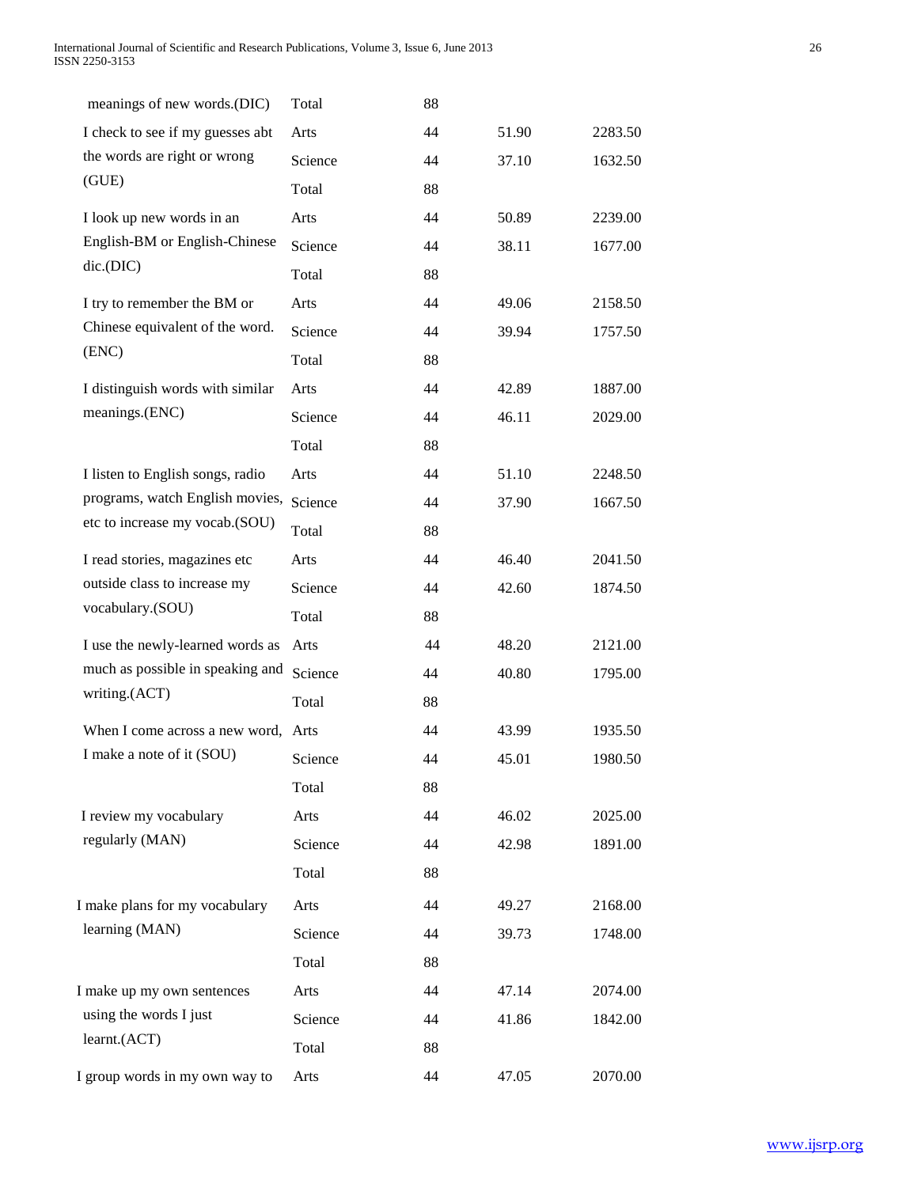| | | | | |
|---|---|---|---|---|
| meanings of new words.(DIC) | Total | 88 | | |
| I check to see if my guesses abt the words are right or wrong (GUE) | Arts | 44 | 51.90 | 2283.50 |
| | Science | 44 | 37.10 | 1632.50 |
| | Total | 88 | | |
| I look up new words in an English-BM or English-Chinese dic.(DIC) | Arts | 44 | 50.89 | 2239.00 |
| | Science | 44 | 38.11 | 1677.00 |
| | Total | 88 | | |
| I try to remember the BM or Chinese equivalent of the word. (ENC) | Arts | 44 | 49.06 | 2158.50 |
| | Science | 44 | 39.94 | 1757.50 |
| | Total | 88 | | |
| I distinguish words with similar meanings.(ENC) | Arts | 44 | 42.89 | 1887.00 |
| | Science | 44 | 46.11 | 2029.00 |
| | Total | 88 | | |
| I listen to English songs, radio programs, watch English movies, etc to increase my vocab.(SOU) | Arts | 44 | 51.10 | 2248.50 |
| | Science | 44 | 37.90 | 1667.50 |
| | Total | 88 | | |
| I read stories, magazines etc outside class to increase my vocabulary.(SOU) | Arts | 44 | 46.40 | 2041.50 |
| | Science | 44 | 42.60 | 1874.50 |
| | Total | 88 | | |
| I use the newly-learned words as much as possible in speaking and writing.(ACT) | Arts | 44 | 48.20 | 2121.00 |
| | Science | 44 | 40.80 | 1795.00 |
| | Total | 88 | | |
| When I come across a new word, I make a note of it (SOU) | Arts | 44 | 43.99 | 1935.50 |
| | Science | 44 | 45.01 | 1980.50 |
| | Total | 88 | | |
| I review my vocabulary regularly (MAN) | Arts | 44 | 46.02 | 2025.00 |
| | Science | 44 | 42.98 | 1891.00 |
| | Total | 88 | | |
| I make plans for my vocabulary learning (MAN) | Arts | 44 | 49.27 | 2168.00 |
| | Science | 44 | 39.73 | 1748.00 |
| | Total | 88 | | |
| I make up my own sentences using the words I just learnt.(ACT) | Arts | 44 | 47.14 | 2074.00 |
| | Science | 44 | 41.86 | 1842.00 |
| | Total | 88 | | |
| I group words in my own way to | Arts | 44 | 47.05 | 2070.00 |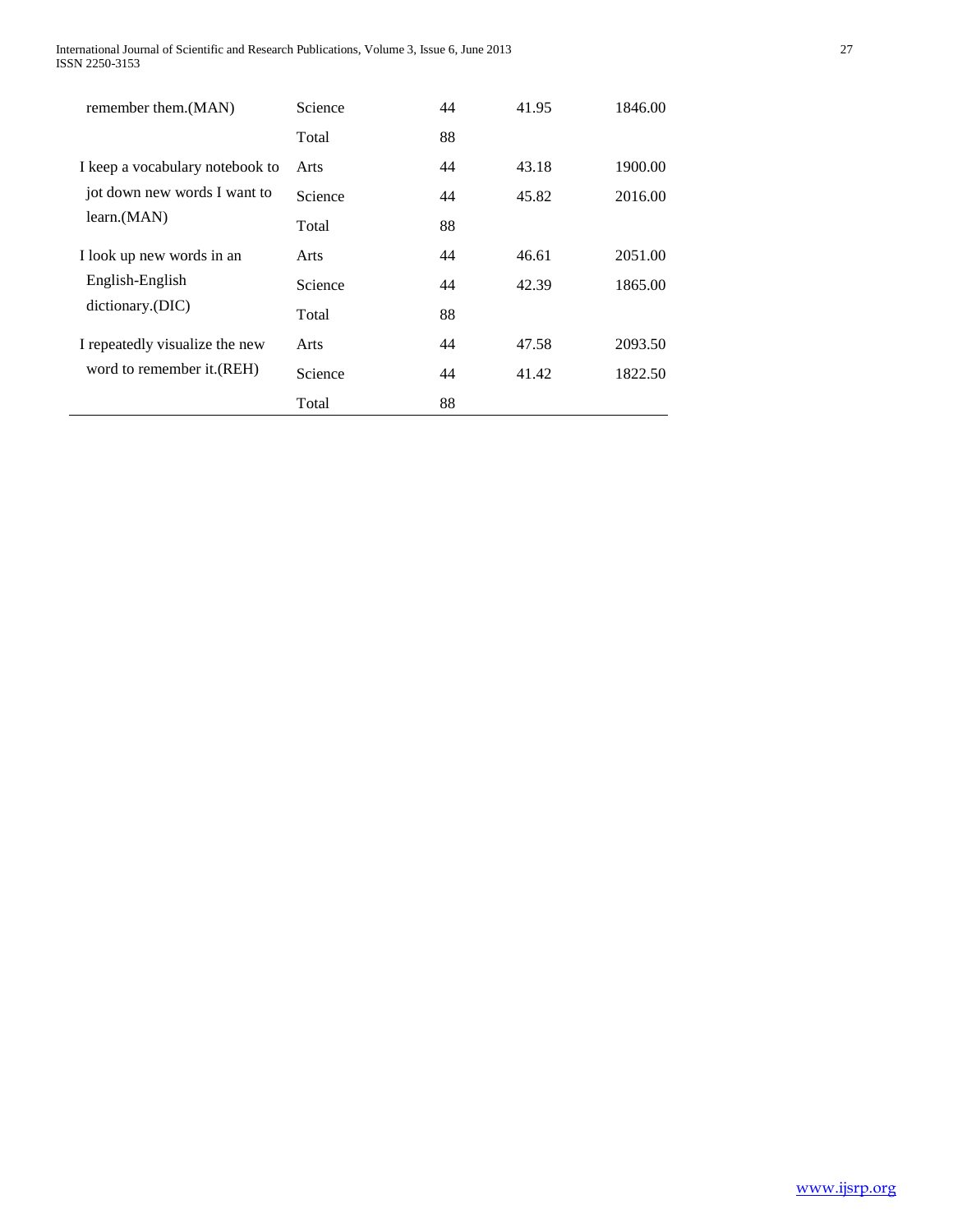| | | | | |
|---|---|---|---|---|
| remember them.(MAN) | Science | 44 | 41.95 | 1846.00 |
| | Total | 88 | | |
| I keep a vocabulary notebook to jot down new words I want to learn.(MAN) | Arts | 44 | 43.18 | 1900.00 |
| | Science | 44 | 45.82 | 2016.00 |
| | Total | 88 | | |
| I look up new words in an English-English dictionary.(DIC) | Arts | 44 | 46.61 | 2051.00 |
| | Science | 44 | 42.39 | 1865.00 |
| | Total | 88 | | |
| I repeatedly visualize the new word to remember it.(REH) | Arts | 44 | 47.58 | 2093.50 |
| | Science | 44 | 41.42 | 1822.50 |
| | Total | 88 | | |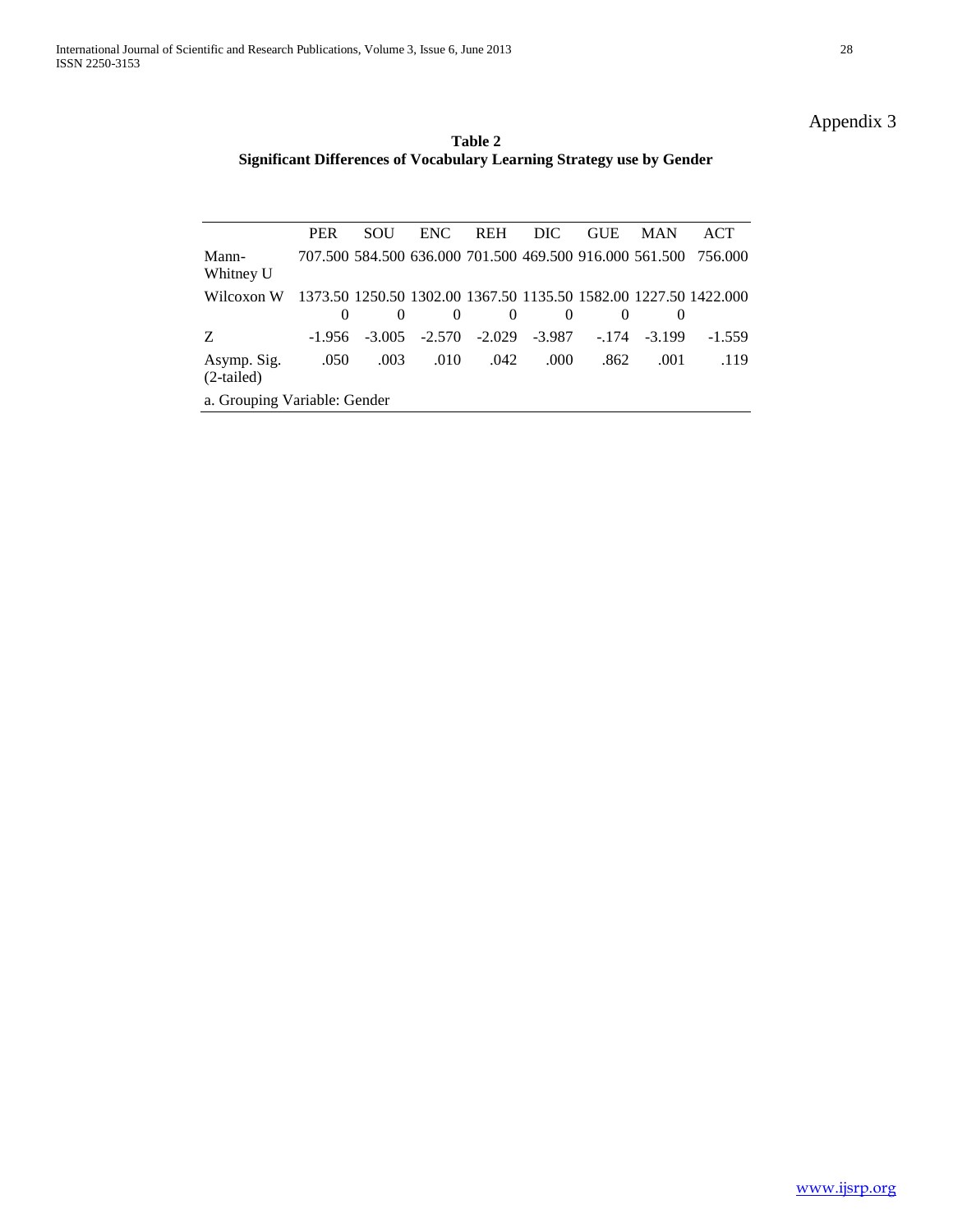Appendix 3

**Table 2**
**Significant Differences of Vocabulary Learning Strategy use by Gender**

| | PER | SOU | ENC | REH | DIC | GUE | MAN | ACT |
|---|---|---|---|---|---|---|---|---|
| Mann-Whitney U | 707.500 | 584.500 | 636.000 | 701.500 | 469.500 | 916.000 | 561.500 | 756.000 |
| Wilcoxon W | 1373.500 | 1250.500 | 1302.000 | 1367.500 | 1135.500 | 1582.000 | 1227.500 | 1422.000 |
| Z | -1.956 | -3.005 | -2.570 | -2.029 | -3.987 | -.174 | -3.199 | -1.559 |
| Asymp. Sig. (2-tailed) | .050 | .003 | .010 | .042 | .000 | .862 | .001 | .119 |

a. Grouping Variable: Gender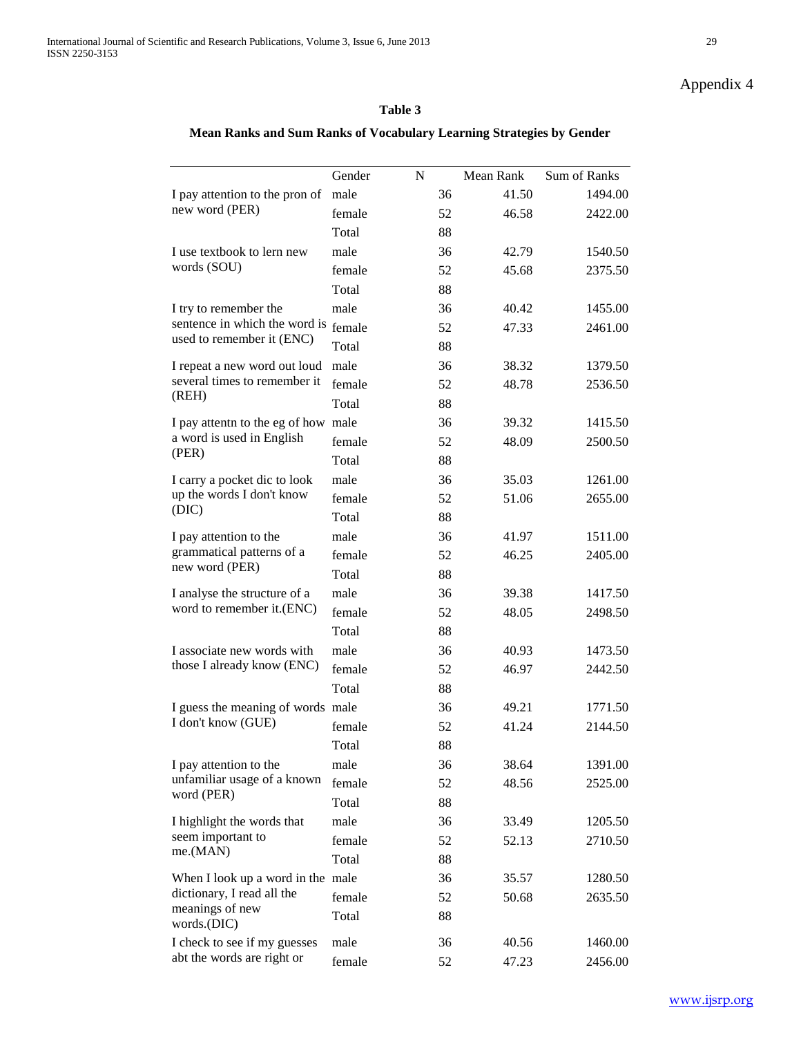Appendix 4

**Table 3**

**Mean Ranks and Sum Ranks of Vocabulary Learning Strategies by Gender**

| | Gender | N | Mean Rank | Sum of Ranks |
|---|---|---|---|---|
| I pay attention to the pron of new word (PER) | male | 36 | 41.50 | 1494.00 |
| | female | 52 | 46.58 | 2422.00 |
| | Total | 88 | | |
| I use textbook to lern new words (SOU) | male | 36 | 42.79 | 1540.50 |
| | female | 52 | 45.68 | 2375.50 |
| | Total | 88 | | |
| I try to remember the sentence in which the word is used to remember it (ENC) | male | 36 | 40.42 | 1455.00 |
| | female | 52 | 47.33 | 2461.00 |
| | Total | 88 | | |
| I repeat a new word out loud several times to remember it (REH) | male | 36 | 38.32 | 1379.50 |
| | female | 52 | 48.78 | 2536.50 |
| | Total | 88 | | |
| I pay attentn to the eg of how a word is used in English (PER) | male | 36 | 39.32 | 1415.50 |
| | female | 52 | 48.09 | 2500.50 |
| | Total | 88 | | |
| I carry a pocket dic to look up the words I don't know (DIC) | male | 36 | 35.03 | 1261.00 |
| | female | 52 | 51.06 | 2655.00 |
| | Total | 88 | | |
| I pay attention to the grammatical patterns of a new word (PER) | male | 36 | 41.97 | 1511.00 |
| | female | 52 | 46.25 | 2405.00 |
| | Total | 88 | | |
| I analyse the structure of a word to remember it.(ENC) | male | 36 | 39.38 | 1417.50 |
| | female | 52 | 48.05 | 2498.50 |
| | Total | 88 | | |
| I associate new words with those I already know (ENC) | male | 36 | 40.93 | 1473.50 |
| | female | 52 | 46.97 | 2442.50 |
| | Total | 88 | | |
| I guess the meaning of words I don't know (GUE) | male | 36 | 49.21 | 1771.50 |
| | female | 52 | 41.24 | 2144.50 |
| | Total | 88 | | |
| I pay attention to the unfamiliar usage of a known word (PER) | male | 36 | 38.64 | 1391.00 |
| | female | 52 | 48.56 | 2525.00 |
| | Total | 88 | | |
| I highlight the words that seem important to me.(MAN) | male | 36 | 33.49 | 1205.50 |
| | female | 52 | 52.13 | 2710.50 |
| | Total | 88 | | |
| When I look up a word in the dictionary, I read all the meanings of new words.(DIC) | male | 36 | 35.57 | 1280.50 |
| | female | 52 | 50.68 | 2635.50 |
| | Total | 88 | | |
| I check to see if my guesses abt the words are right or | male | 36 | 40.56 | 1460.00 |
| | female | 52 | 47.23 | 2456.00 |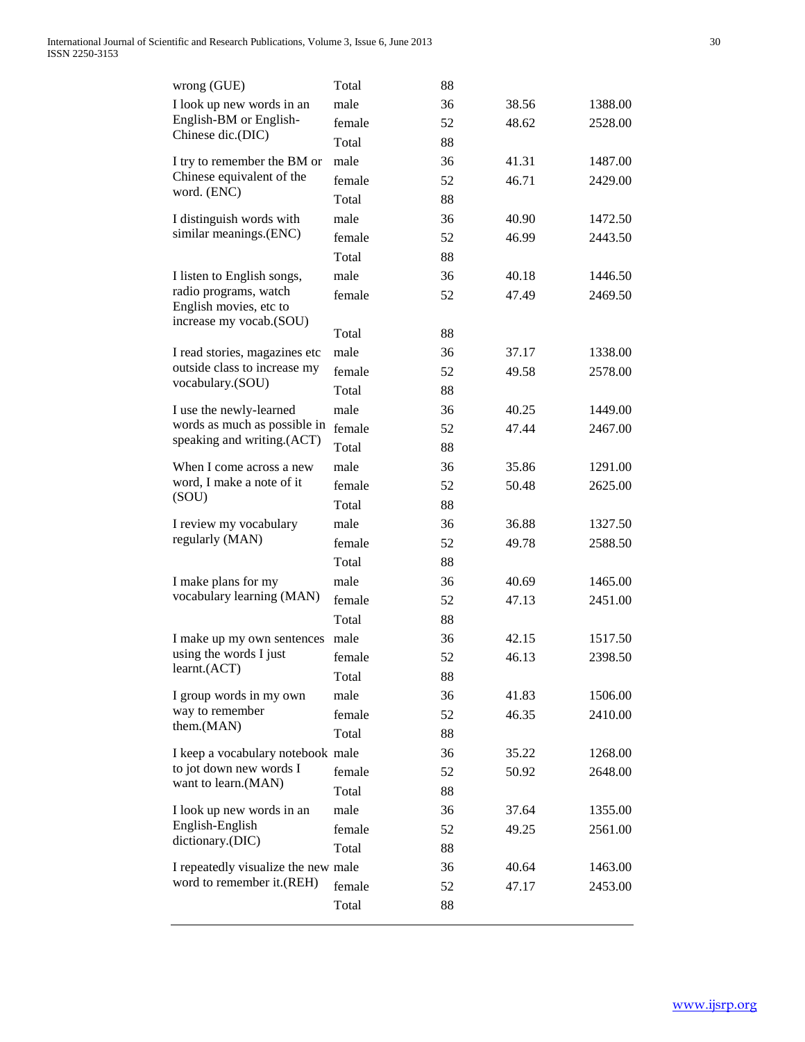| | | | | |
|---|---|---|---|---|
| wrong (GUE) | Total | 88 | | |
| I look up new words in an English-BM or English-Chinese dic.(DIC) | male | 36 | 38.56 | 1388.00 |
| | female | 52 | 48.62 | 2528.00 |
| | Total | 88 | | |
| I try to remember the BM or Chinese equivalent of the word. (ENC) | male | 36 | 41.31 | 1487.00 |
| | female | 52 | 46.71 | 2429.00 |
| | Total | 88 | | |
| I distinguish words with similar meanings.(ENC) | male | 36 | 40.90 | 1472.50 |
| | female | 52 | 46.99 | 2443.50 |
| | Total | 88 | | |
| I listen to English songs, radio programs, watch English movies, etc to increase my vocab.(SOU) | male | 36 | 40.18 | 1446.50 |
| | female | 52 | 47.49 | 2469.50 |
| | Total | 88 | | |
| I read stories, magazines etc outside class to increase my vocabulary.(SOU) | male | 36 | 37.17 | 1338.00 |
| | female | 52 | 49.58 | 2578.00 |
| | Total | 88 | | |
| I use the newly-learned words as much as possible in speaking and writing.(ACT) | male | 36 | 40.25 | 1449.00 |
| | female | 52 | 47.44 | 2467.00 |
| | Total | 88 | | |
| When I come across a new word, I make a note of it (SOU) | male | 36 | 35.86 | 1291.00 |
| | female | 52 | 50.48 | 2625.00 |
| | Total | 88 | | |
| I review my vocabulary regularly (MAN) | male | 36 | 36.88 | 1327.50 |
| | female | 52 | 49.78 | 2588.50 |
| | Total | 88 | | |
| I make plans for my vocabulary learning (MAN) | male | 36 | 40.69 | 1465.00 |
| | female | 52 | 47.13 | 2451.00 |
| | Total | 88 | | |
| I make up my own sentences using the words I just learnt.(ACT) | male | 36 | 42.15 | 1517.50 |
| | female | 52 | 46.13 | 2398.50 |
| | Total | 88 | | |
| I group words in my own way to remember them.(MAN) | male | 36 | 41.83 | 1506.00 |
| | female | 52 | 46.35 | 2410.00 |
| | Total | 88 | | |
| I keep a vocabulary notebook to jot down new words I want to learn.(MAN) | male | 36 | 35.22 | 1268.00 |
| | female | 52 | 50.92 | 2648.00 |
| | Total | 88 | | |
| I look up new words in an English-English dictionary.(DIC) | male | 36 | 37.64 | 1355.00 |
| | female | 52 | 49.25 | 2561.00 |
| | Total | 88 | | |
| I repeatedly visualize the new word to remember it.(REH) | male | 36 | 40.64 | 1463.00 |
| | female | 52 | 47.17 | 2453.00 |
| | Total | 88 | | |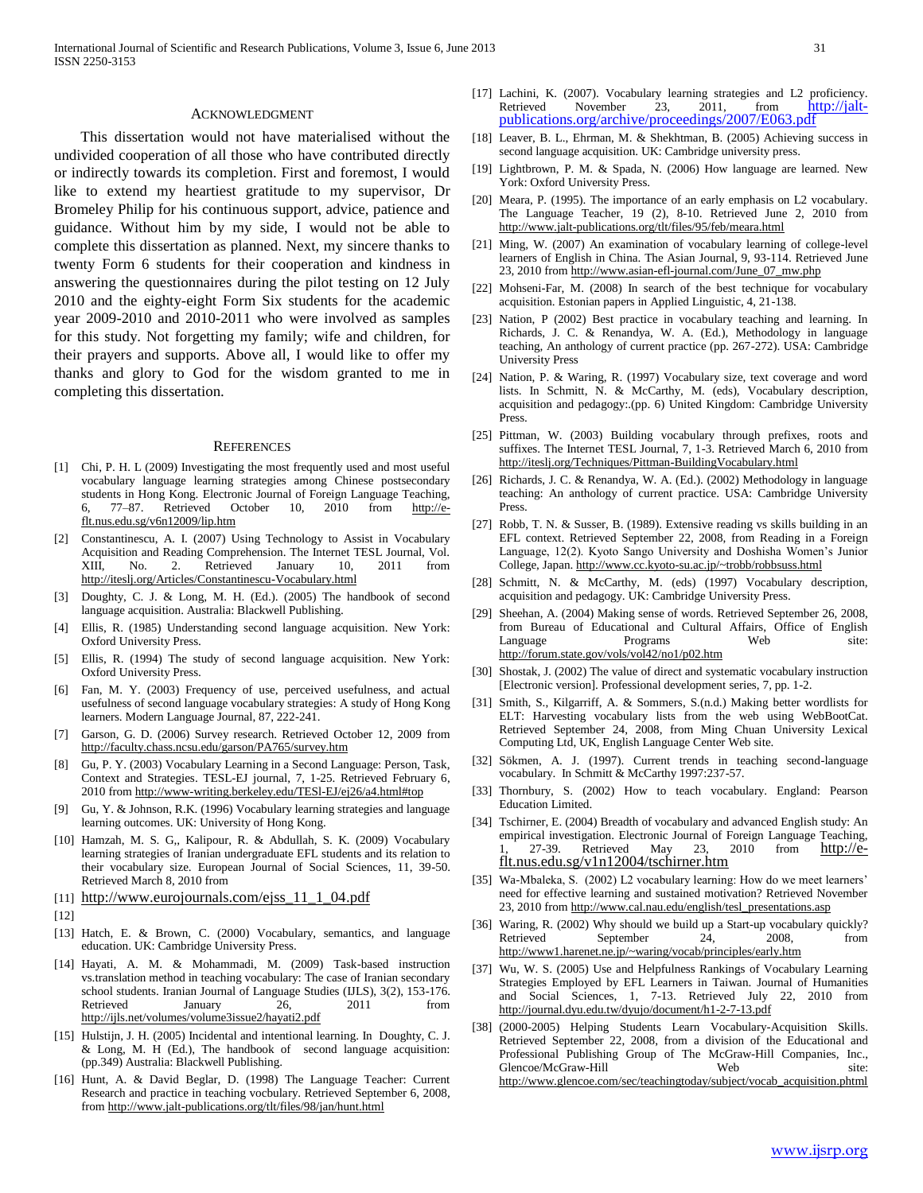## ACKNOWLEDGMENT

This dissertation would not have materialised without the undivided cooperation of all those who have contributed directly or indirectly towards its completion. First and foremost, I would like to extend my heartiest gratitude to my supervisor, Dr Bromeley Philip for his continuous support, advice, patience and guidance. Without him by my side, I would not be able to complete this dissertation as planned. Next, my sincere thanks to twenty Form 6 students for their cooperation and kindness in answering the questionnaires during the pilot testing on 12 July 2010 and the eighty-eight Form Six students for the academic year 2009-2010 and 2010-2011 who were involved as samples for this study. Not forgetting my family; wife and children, for their prayers and supports. Above all, I would like to offer my thanks and glory to God for the wisdom granted to me in completing this dissertation.

## REFERENCES

[1] Chi, P. H. L (2009) Investigating the most frequently used and most useful vocabulary language learning strategies among Chinese postsecondary students in Hong Kong. Electronic Journal of Foreign Language Teaching, 6, 77–87. Retrieved October 10, 2010 from http://e-flt.nus.edu.sg/v6n12009/lip.htm

[2] Constantinescu, A. I. (2007) Using Technology to Assist in Vocabulary Acquisition and Reading Comprehension. The Internet TESL Journal, Vol. XIII, No. 2. Retrieved January 10, 2011 from http://iteslj.org/Articles/Constantinescu-Vocabulary.html

[3] Doughty, C. J. & Long, M. H. (Ed.). (2005) The handbook of second language acquisition. Australia: Blackwell Publishing.

[4] Ellis, R. (1985) Understanding second language acquisition. New York: Oxford University Press.

[5] Ellis, R. (1994) The study of second language acquisition. New York: Oxford University Press.

[6] Fan, M. Y. (2003) Frequency of use, perceived usefulness, and actual usefulness of second language vocabulary strategies: A study of Hong Kong learners. Modern Language Journal, 87, 222-241.

[7] Garson, G. D. (2006) Survey research. Retrieved October 12, 2009 from http://faculty.chass.ncsu.edu/garson/PA765/survey.htm

[8] Gu, P. Y. (2003) Vocabulary Learning in a Second Language: Person, Task, Context and Strategies. TESL-EJ journal, 7, 1-25. Retrieved February 6, 2010 from http://www-writing.berkeley.edu/TESl-EJ/ej26/a4.html#top

[9] Gu, Y. & Johnson, R.K. (1996) Vocabulary learning strategies and language learning outcomes. UK: University of Hong Kong.

[10] Hamzah, M. S. G,, Kalipour, R. & Abdullah, S. K. (2009) Vocabulary learning strategies of Iranian undergraduate EFL students and its relation to their vocabulary size. European Journal of Social Sciences, 11, 39-50. Retrieved March 8, 2010 from

[11] http://www.eurojournals.com/ejss_11_1_04.pdf

[12]

[13] Hatch, E. & Brown, C. (2000) Vocabulary, semantics, and language education. UK: Cambridge University Press.

[14] Hayati, A. M. & Mohammadi, M. (2009) Task-based instruction vs.translation method in teaching vocabulary: The case of Iranian secondary school students. Iranian Journal of Language Studies (IJLS), 3(2), 153-176. Retrieved January 26, 2011 from http://ijls.net/volumes/volume3issue2/hayati2.pdf

[15] Hulstijn, J. H. (2005) Incidental and intentional learning. In Doughty, C. J. & Long, M. H (Ed.), The handbook of second language acquisition: (pp.349) Australia: Blackwell Publishing.

[16] Hunt, A. & David Beglar, D. (1998) The Language Teacher: Current Research and practice in teaching vocbulary. Retrieved September 6, 2008, from http://www.jalt-publications.org/tlt/files/98/jan/hunt.html

[17] Lachini, K. (2007). Vocabulary learning strategies and L2 proficiency. Retrieved November 23, 2011, from http://jalt-publications.org/archive/proceedings/2007/E063.pdf

[18] Leaver, B. L., Ehrman, M. & Shekhtman, B. (2005) Achieving success in second language acquisition. UK: Cambridge university press.

[19] Lightbrown, P. M. & Spada, N. (2006) How language are learned. New York: Oxford University Press.

[20] Meara, P. (1995). The importance of an early emphasis on L2 vocabulary. The Language Teacher, 19 (2), 8-10. Retrieved June 2, 2010 from http://www.jalt-publications.org/tlt/files/95/feb/meara.html

[21] Ming, W. (2007) An examination of vocabulary learning of college-level learners of English in China. The Asian Journal, 9, 93-114. Retrieved June 23, 2010 from http://www.asian-efl-journal.com/June_07_mw.php

[22] Mohseni-Far, M. (2008) In search of the best technique for vocabulary acquisition. Estonian papers in Applied Linguistic, 4, 21-138.

[23] Nation, P (2002) Best practice in vocabulary teaching and learning. In Richards, J. C. & Renandya, W. A. (Ed.), Methodology in language teaching, An anthology of current practice (pp. 267-272). USA: Cambridge University Press

[24] Nation, P. & Waring, R. (1997) Vocabulary size, text coverage and word lists. In Schmitt, N. & McCarthy, M. (eds), Vocabulary description, acquisition and pedagogy:.(pp. 6) United Kingdom: Cambridge University Press.

[25] Pittman, W. (2003) Building vocabulary through prefixes, roots and suffixes. The Internet TESL Journal, 7, 1-3. Retrieved March 6, 2010 from http://iteslj.org/Techniques/Pittman-BuildingVocabulary.html

[26] Richards, J. C. & Renandya, W. A. (Ed.). (2002) Methodology in language teaching: An anthology of current practice. USA: Cambridge University Press.

[27] Robb, T. N. & Susser, B. (1989). Extensive reading vs skills building in an EFL context. Retrieved September 22, 2008, from Reading in a Foreign Language, 12(2). Kyoto Sango University and Doshisha Women's Junior College, Japan. http://www.cc.kyoto-su.ac.jp/~trobb/robbsuss.html

[28] Schmitt, N. & McCarthy, M. (eds) (1997) Vocabulary description, acquisition and pedagogy. UK: Cambridge University Press.

[29] Sheehan, A. (2004) Making sense of words. Retrieved September 26, 2008, from Bureau of Educational and Cultural Affairs, Office of English Language Programs Web site: http://forum.state.gov/vols/vol42/no1/p02.htm

[30] Shostak, J. (2002) The value of direct and systematic vocabulary instruction [Electronic version]. Professional development series, 7, pp. 1-2.

[31] Smith, S., Kilgarriff, A. & Sommers, S.(n.d.) Making better wordlists for ELT: Harvesting vocabulary lists from the web using WebBootCat. Retrieved September 24, 2008, from Ming Chuan University Lexical Computing Ltd, UK, English Language Center Web site.

[32] Sökmen, A. J. (1997). Current trends in teaching second-language vocabulary. In Schmitt & McCarthy 1997:237-57.

[33] Thornbury, S. (2002) How to teach vocabulary. England: Pearson Education Limited.

[34] Tschirner, E. (2004) Breadth of vocabulary and advanced English study: An empirical investigation. Electronic Journal of Foreign Language Teaching, 1, 27-39. Retrieved May 23, 2010 from http://e-flt.nus.edu.sg/v1n12004/tschirner.htm

[35] Wa-Mbaleka, S. (2002) L2 vocabulary learning: How do we meet learners' need for effective learning and sustained motivation? Retrieved November 23, 2010 from http://www.cal.nau.edu/english/tesl_presentations.asp

[36] Waring, R. (2002) Why should we build up a Start-up vocabulary quickly? Retrieved September 24, 2008, from http://www1.harenet.ne.jp/~waring/vocab/principles/early.htm

[37] Wu, W. S. (2005) Use and Helpfulness Rankings of Vocabulary Learning Strategies Employed by EFL Learners in Taiwan. Journal of Humanities and Social Sciences, 1, 7-13. Retrieved July 22, 2010 from http://journal.dyu.edu.tw/dyujo/document/h1-2-7-13.pdf

[38] (2000-2005) Helping Students Learn Vocabulary-Acquisition Skills. Retrieved September 22, 2008, from a division of the Educational and Professional Publishing Group of The McGraw-Hill Companies, Inc., Glencoe/McGraw-Hill Web site: http://www.glencoe.com/sec/teachingtoday/subject/vocab_acquisition.phtml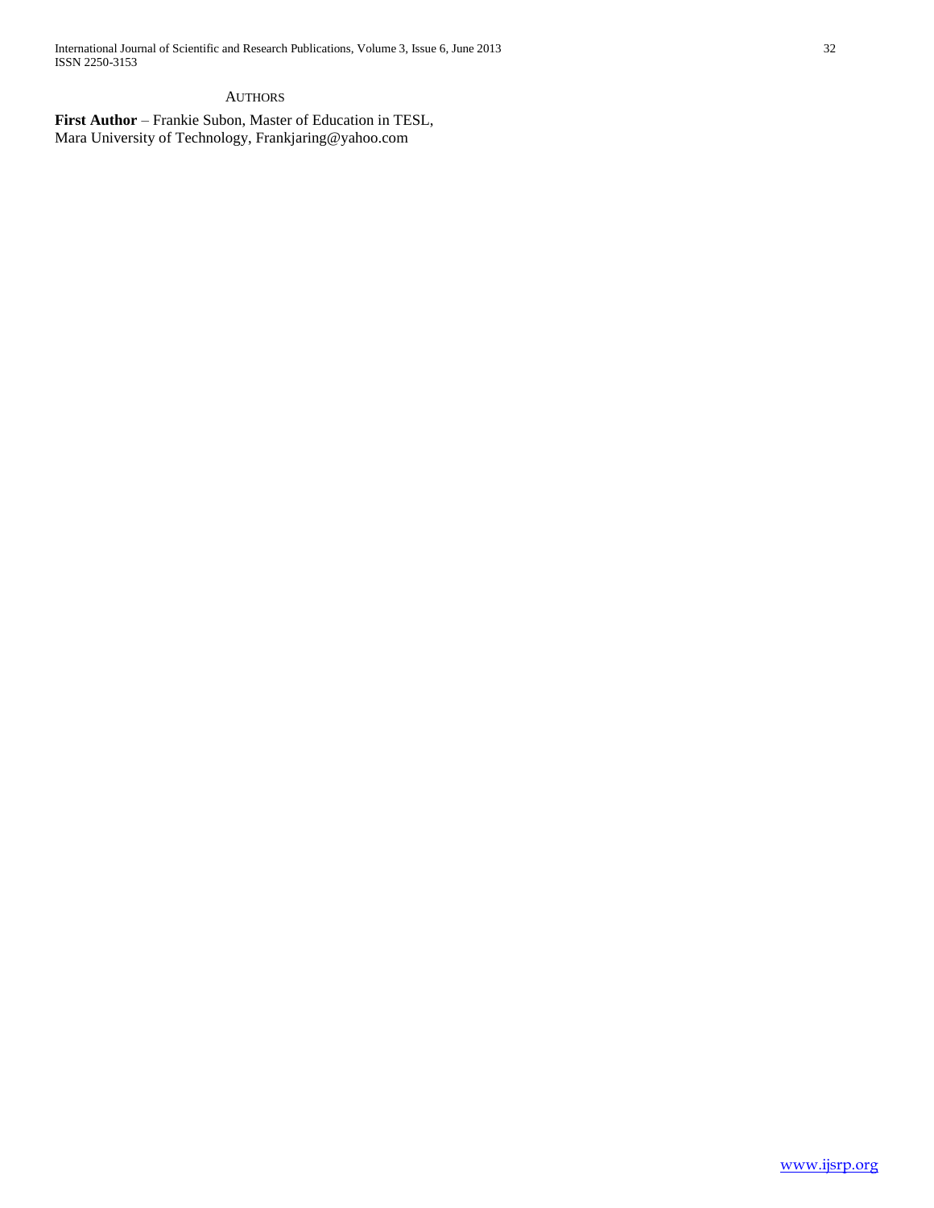## AUTHORS

**First Author** – Frankie Subon, Master of Education in TESL, Mara University of Technology, Frankjaring@yahoo.com